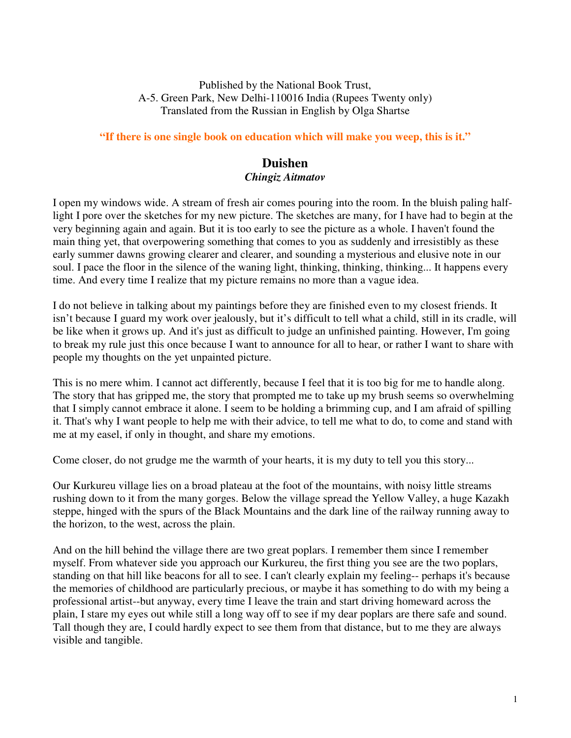Published by the National Book Trust,
A-5. Green Park, New Delhi-110016 India (Rupees Twenty only)
Translated from the Russian in English by Olga Shartse

**"If there is one single book on education which will make you weep, this is it."**

# Duishen

***Chingiz Aitmatov***

I open my windows wide. A stream of fresh air comes pouring into the room. In the bluish paling half-light I pore over the sketches for my new picture. The sketches are many, for I have had to begin at the very beginning again and again. But it is too early to see the picture as a whole. I haven't found the main thing yet, that overpowering something that comes to you as suddenly and irresistibly as these early summer dawns growing clearer and clearer, and sounding a mysterious and elusive note in our soul. I pace the floor in the silence of the waning light, thinking, thinking, thinking... It happens every time. And every time I realize that my picture remains no more than a vague idea.

I do not believe in talking about my paintings before they are finished even to my closest friends. It isn't because I guard my work over jealously, but it's difficult to tell what a child, still in its cradle, will be like when it grows up. And it's just as difficult to judge an unfinished painting. However, I'm going to break my rule just this once because I want to announce for all to hear, or rather I want to share with people my thoughts on the yet unpainted picture.

This is no mere whim. I cannot act differently, because I feel that it is too big for me to handle along. The story that has gripped me, the story that prompted me to take up my brush seems so overwhelming that I simply cannot embrace it alone. I seem to be holding a brimming cup, and I am afraid of spilling it. That's why I want people to help me with their advice, to tell me what to do, to come and stand with me at my easel, if only in thought, and share my emotions.

Come closer, do not grudge me the warmth of your hearts, it is my duty to tell you this story...

Our Kurkureu village lies on a broad plateau at the foot of the mountains, with noisy little streams rushing down to it from the many gorges. Below the village spread the Yellow Valley, a huge Kazakh steppe, hinged with the spurs of the Black Mountains and the dark line of the railway running away to the horizon, to the west, across the plain.

And on the hill behind the village there are two great poplars. I remember them since I remember myself. From whatever side you approach our Kurkureu, the first thing you see are the two poplars, standing on that hill like beacons for all to see. I can't clearly explain my feeling-- perhaps it's because the memories of childhood are particularly precious, or maybe it has something to do with my being a professional artist--but anyway, every time I leave the train and start driving homeward across the plain, I stare my eyes out while still a long way off to see if my dear poplars are there safe and sound. Tall though they are, I could hardly expect to see them from that distance, but to me they are always visible and tangible.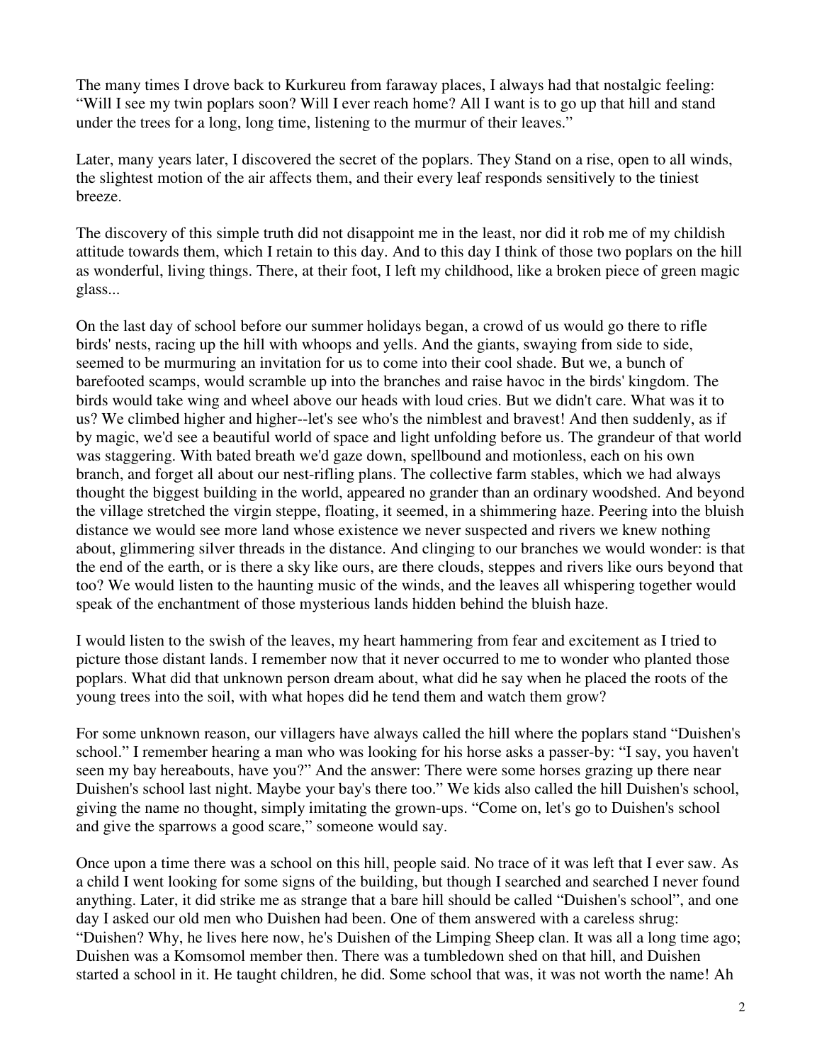The many times I drove back to Kurkureu from faraway places, I always had that nostalgic feeling: "Will I see my twin poplars soon? Will I ever reach home? All I want is to go up that hill and stand under the trees for a long, long time, listening to the murmur of their leaves."

Later, many years later, I discovered the secret of the poplars. They Stand on a rise, open to all winds, the slightest motion of the air affects them, and their every leaf responds sensitively to the tiniest breeze.

The discovery of this simple truth did not disappoint me in the least, nor did it rob me of my childish attitude towards them, which I retain to this day. And to this day I think of those two poplars on the hill as wonderful, living things. There, at their foot, I left my childhood, like a broken piece of green magic glass...

On the last day of school before our summer holidays began, a crowd of us would go there to rifle birds' nests, racing up the hill with whoops and yells. And the giants, swaying from side to side, seemed to be murmuring an invitation for us to come into their cool shade. But we, a bunch of barefooted scamps, would scramble up into the branches and raise havoc in the birds' kingdom. The birds would take wing and wheel above our heads with loud cries. But we didn't care. What was it to us? We climbed higher and higher--let's see who's the nimblest and bravest! And then suddenly, as if by magic, we'd see a beautiful world of space and light unfolding before us. The grandeur of that world was staggering. With bated breath we'd gaze down, spellbound and motionless, each on his own branch, and forget all about our nest-rifling plans. The collective farm stables, which we had always thought the biggest building in the world, appeared no grander than an ordinary woodshed. And beyond the village stretched the virgin steppe, floating, it seemed, in a shimmering haze. Peering into the bluish distance we would see more land whose existence we never suspected and rivers we knew nothing about, glimmering silver threads in the distance. And clinging to our branches we would wonder: is that the end of the earth, or is there a sky like ours, are there clouds, steppes and rivers like ours beyond that too? We would listen to the haunting music of the winds, and the leaves all whispering together would speak of the enchantment of those mysterious lands hidden behind the bluish haze.

I would listen to the swish of the leaves, my heart hammering from fear and excitement as I tried to picture those distant lands. I remember now that it never occurred to me to wonder who planted those poplars. What did that unknown person dream about, what did he say when he placed the roots of the young trees into the soil, with what hopes did he tend them and watch them grow?

For some unknown reason, our villagers have always called the hill where the poplars stand "Duishen's school." I remember hearing a man who was looking for his horse asks a passer-by: "I say, you haven't seen my bay hereabouts, have you?" And the answer: There were some horses grazing up there near Duishen's school last night. Maybe your bay's there too." We kids also called the hill Duishen's school, giving the name no thought, simply imitating the grown-ups. "Come on, let's go to Duishen's school and give the sparrows a good scare," someone would say.

Once upon a time there was a school on this hill, people said. No trace of it was left that I ever saw. As a child I went looking for some signs of the building, but though I searched and searched I never found anything. Later, it did strike me as strange that a bare hill should be called "Duishen's school", and one day I asked our old men who Duishen had been. One of them answered with a careless shrug: "Duishen? Why, he lives here now, he's Duishen of the Limping Sheep clan. It was all a long time ago; Duishen was a Komsomol member then. There was a tumbledown shed on that hill, and Duishen started a school in it. He taught children, he did. Some school that was, it was not worth the name! Ah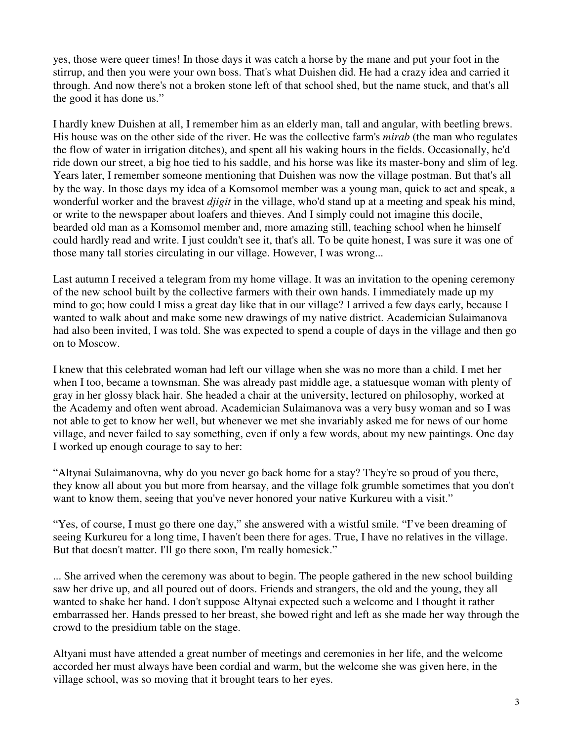yes, those were queer times! In those days it was catch a horse by the mane and put your foot in the stirrup, and then you were your own boss. That's what Duishen did. He had a crazy idea and carried it through. And now there's not a broken stone left of that school shed, but the name stuck, and that's all the good it has done us."

I hardly knew Duishen at all, I remember him as an elderly man, tall and angular, with beetling brews. His house was on the other side of the river. He was the collective farm's *mirab* (the man who regulates the flow of water in irrigation ditches), and spent all his waking hours in the fields. Occasionally, he'd ride down our street, a big hoe tied to his saddle, and his horse was like its master-bony and slim of leg. Years later, I remember someone mentioning that Duishen was now the village postman. But that's all by the way. In those days my idea of a Komsomol member was a young man, quick to act and speak, a wonderful worker and the bravest *djigit* in the village, who'd stand up at a meeting and speak his mind, or write to the newspaper about loafers and thieves. And I simply could not imagine this docile, bearded old man as a Komsomol member and, more amazing still, teaching school when he himself could hardly read and write. I just couldn't see it, that's all. To be quite honest, I was sure it was one of those many tall stories circulating in our village. However, I was wrong...

Last autumn I received a telegram from my home village. It was an invitation to the opening ceremony of the new school built by the collective farmers with their own hands. I immediately made up my mind to go; how could I miss a great day like that in our village? I arrived a few days early, because I wanted to walk about and make some new drawings of my native district. Academician Sulaimanova had also been invited, I was told. She was expected to spend a couple of days in the village and then go on to Moscow.

I knew that this celebrated woman had left our village when she was no more than a child. I met her when I too, became a townsman. She was already past middle age, a statuesque woman with plenty of gray in her glossy black hair. She headed a chair at the university, lectured on philosophy, worked at the Academy and often went abroad. Academician Sulaimanova was a very busy woman and so I was not able to get to know her well, but whenever we met she invariably asked me for news of our home village, and never failed to say something, even if only a few words, about my new paintings. One day I worked up enough courage to say to her:

"Altynai Sulaimanovna, why do you never go back home for a stay? They're so proud of you there, they know all about you but more from hearsay, and the village folk grumble sometimes that you don't want to know them, seeing that you've never honored your native Kurkureu with a visit."

"Yes, of course, I must go there one day," she answered with a wistful smile. "I've been dreaming of seeing Kurkureu for a long time, I haven't been there for ages. True, I have no relatives in the village. But that doesn't matter. I'll go there soon, I'm really homesick."

... She arrived when the ceremony was about to begin. The people gathered in the new school building saw her drive up, and all poured out of doors. Friends and strangers, the old and the young, they all wanted to shake her hand. I don't suppose Altynai expected such a welcome and I thought it rather embarrassed her. Hands pressed to her breast, she bowed right and left as she made her way through the crowd to the presidium table on the stage.

Altyani must have attended a great number of meetings and ceremonies in her life, and the welcome accorded her must always have been cordial and warm, but the welcome she was given here, in the village school, was so moving that it brought tears to her eyes.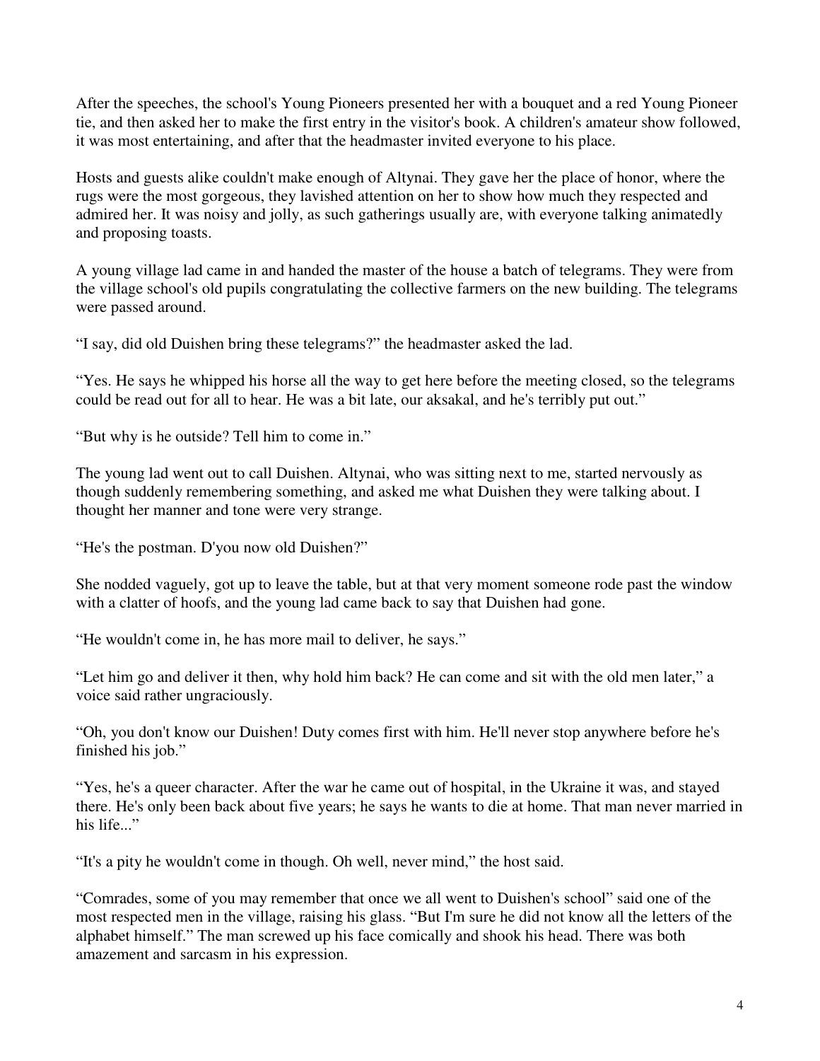After the speeches, the school's Young Pioneers presented her with a bouquet and a red Young Pioneer tie, and then asked her to make the first entry in the visitor's book. A children's amateur show followed, it was most entertaining, and after that the headmaster invited everyone to his place.

Hosts and guests alike couldn't make enough of Altynai. They gave her the place of honor, where the rugs were the most gorgeous, they lavished attention on her to show how much they respected and admired her. It was noisy and jolly, as such gatherings usually are, with everyone talking animatedly and proposing toasts.

A young village lad came in and handed the master of the house a batch of telegrams. They were from the village school's old pupils congratulating the collective farmers on the new building. The telegrams were passed around.

"I say, did old Duishen bring these telegrams?" the headmaster asked the lad.

"Yes. He says he whipped his horse all the way to get here before the meeting closed, so the telegrams could be read out for all to hear. He was a bit late, our aksakal, and he's terribly put out."

"But why is he outside? Tell him to come in."

The young lad went out to call Duishen. Altynai, who was sitting next to me, started nervously as though suddenly remembering something, and asked me what Duishen they were talking about. I thought her manner and tone were very strange.

"He's the postman. D'you now old Duishen?"

She nodded vaguely, got up to leave the table, but at that very moment someone rode past the window with a clatter of hoofs, and the young lad came back to say that Duishen had gone.

"He wouldn't come in, he has more mail to deliver, he says."

"Let him go and deliver it then, why hold him back? He can come and sit with the old men later," a voice said rather ungraciously.

"Oh, you don't know our Duishen! Duty comes first with him. He'll never stop anywhere before he's finished his job."

"Yes, he's a queer character. After the war he came out of hospital, in the Ukraine it was, and stayed there. He's only been back about five years; he says he wants to die at home. That man never married in his life..."

"It's a pity he wouldn't come in though. Oh well, never mind," the host said.

"Comrades, some of you may remember that once we all went to Duishen's school" said one of the most respected men in the village, raising his glass. "But I'm sure he did not know all the letters of the alphabet himself." The man screwed up his face comically and shook his head. There was both amazement and sarcasm in his expression.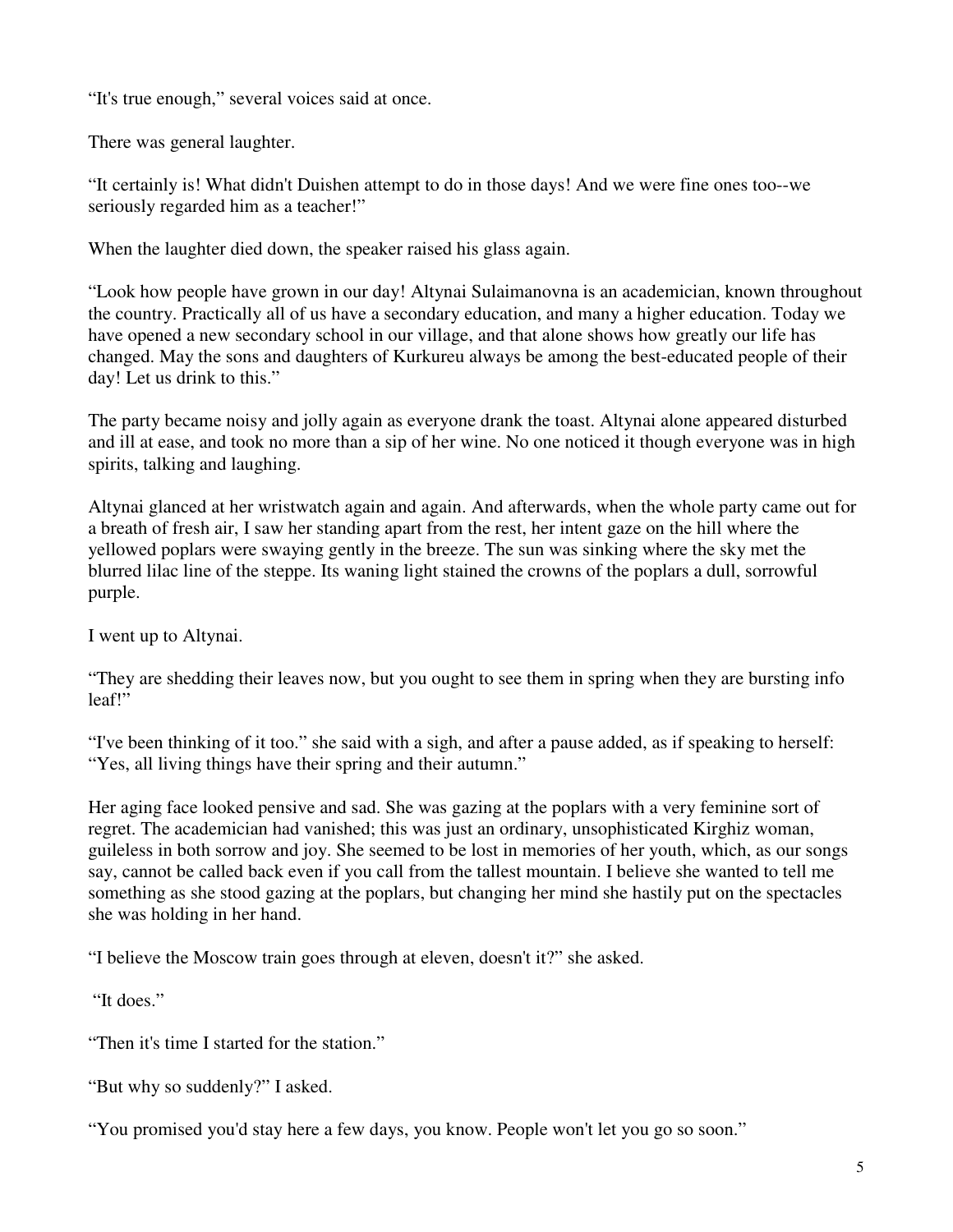“It's true enough,” several voices said at once.

There was general laughter.

“It certainly is! What didn't Duishen attempt to do in those days! And we were fine ones too--we seriously regarded him as a teacher!”

When the laughter died down, the speaker raised his glass again.

“Look how people have grown in our day! Altynai Sulaimanovna is an academician, known throughout the country. Practically all of us have a secondary education, and many a higher education. Today we have opened a new secondary school in our village, and that alone shows how greatly our life has changed. May the sons and daughters of Kurkureu always be among the best-educated people of their day! Let us drink to this.”

The party became noisy and jolly again as everyone drank the toast. Altynai alone appeared disturbed and ill at ease, and took no more than a sip of her wine. No one noticed it though everyone was in high spirits, talking and laughing.

Altynai glanced at her wristwatch again and again. And afterwards, when the whole party came out for a breath of fresh air, I saw her standing apart from the rest, her intent gaze on the hill where the yellowed poplars were swaying gently in the breeze. The sun was sinking where the sky met the blurred lilac line of the steppe. Its waning light stained the crowns of the poplars a dull, sorrowful purple.

I went up to Altynai.

“They are shedding their leaves now, but you ought to see them in spring when they are bursting info leaf!”

“I've been thinking of it too.” she said with a sigh, and after a pause added, as if speaking to herself: “Yes, all living things have their spring and their autumn.”

Her aging face looked pensive and sad. She was gazing at the poplars with a very feminine sort of regret. The academician had vanished; this was just an ordinary, unsophisticated Kirghiz woman, guileless in both sorrow and joy. She seemed to be lost in memories of her youth, which, as our songs say, cannot be called back even if you call from the tallest mountain. I believe she wanted to tell me something as she stood gazing at the poplars, but changing her mind she hastily put on the spectacles she was holding in her hand.

“I believe the Moscow train goes through at eleven, doesn't it?” she asked.

“It does.”

“Then it's time I started for the station.”

“But why so suddenly?” I asked.

“You promised you'd stay here a few days, you know. People won't let you go so soon.”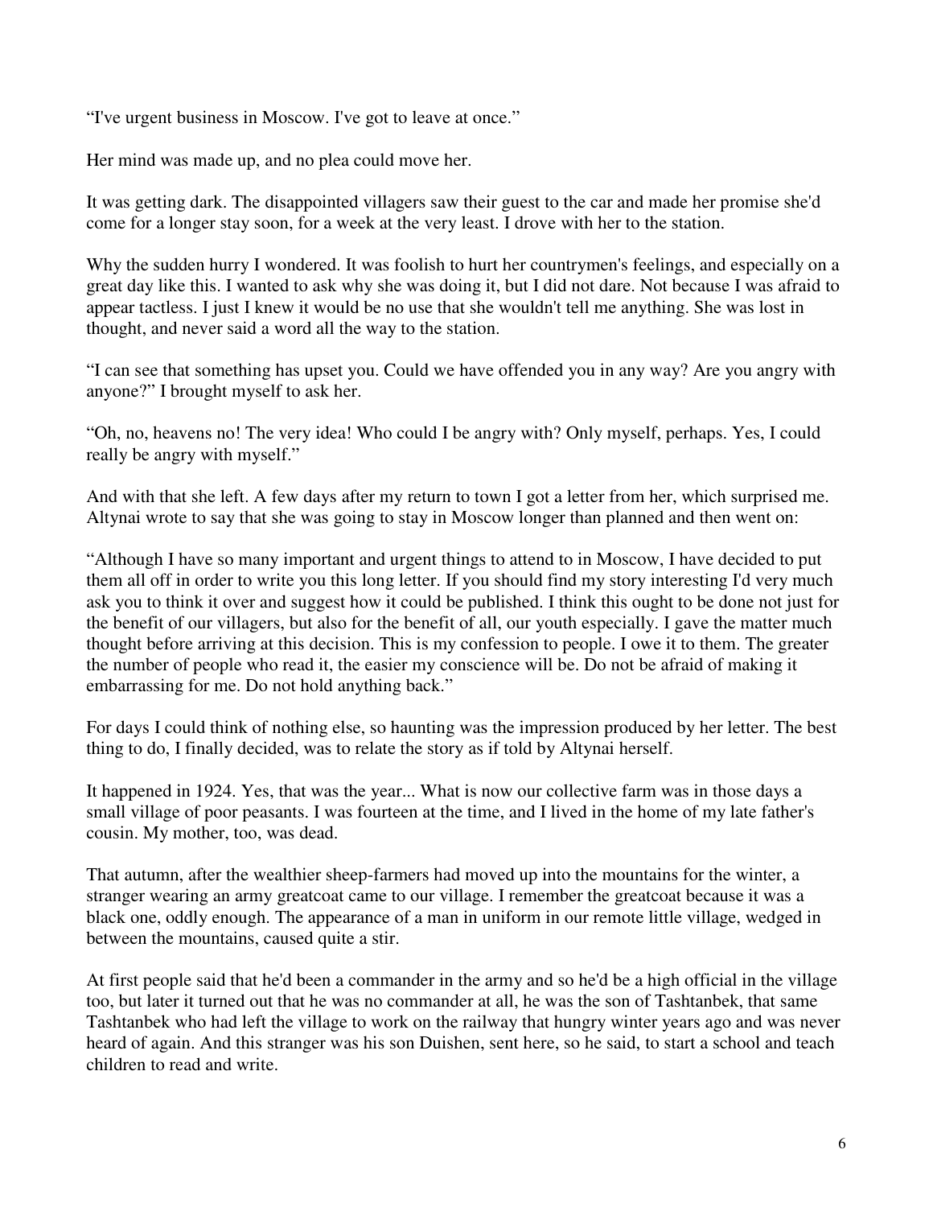“I've urgent business in Moscow. I've got to leave at once.”

Her mind was made up, and no plea could move her.

It was getting dark. The disappointed villagers saw their guest to the car and made her promise she'd come for a longer stay soon, for a week at the very least. I drove with her to the station.

Why the sudden hurry I wondered. It was foolish to hurt her countrymen's feelings, and especially on a great day like this. I wanted to ask why she was doing it, but I did not dare. Not because I was afraid to appear tactless. I just I knew it would be no use that she wouldn't tell me anything. She was lost in thought, and never said a word all the way to the station.

“I can see that something has upset you. Could we have offended you in any way? Are you angry with anyone?” I brought myself to ask her.

“Oh, no, heavens no! The very idea! Who could I be angry with? Only myself, perhaps. Yes, I could really be angry with myself.”

And with that she left. A few days after my return to town I got a letter from her, which surprised me. Altynai wrote to say that she was going to stay in Moscow longer than planned and then went on:

“Although I have so many important and urgent things to attend to in Moscow, I have decided to put them all off in order to write you this long letter. If you should find my story interesting I'd very much ask you to think it over and suggest how it could be published. I think this ought to be done not just for the benefit of our villagers, but also for the benefit of all, our youth especially. I gave the matter much thought before arriving at this decision. This is my confession to people. I owe it to them. The greater the number of people who read it, the easier my conscience will be. Do not be afraid of making it embarrassing for me. Do not hold anything back.”

For days I could think of nothing else, so haunting was the impression produced by her letter. The best thing to do, I finally decided, was to relate the story as if told by Altynai herself.

It happened in 1924. Yes, that was the year... What is now our collective farm was in those days a small village of poor peasants. I was fourteen at the time, and I lived in the home of my late father's cousin. My mother, too, was dead.

That autumn, after the wealthier sheep-farmers had moved up into the mountains for the winter, a stranger wearing an army greatcoat came to our village. I remember the greatcoat because it was a black one, oddly enough. The appearance of a man in uniform in our remote little village, wedged in between the mountains, caused quite a stir.

At first people said that he'd been a commander in the army and so he'd be a high official in the village too, but later it turned out that he was no commander at all, he was the son of Tashtanbek, that same Tashtanbek who had left the village to work on the railway that hungry winter years ago and was never heard of again. And this stranger was his son Duishen, sent here, so he said, to start a school and teach children to read and write.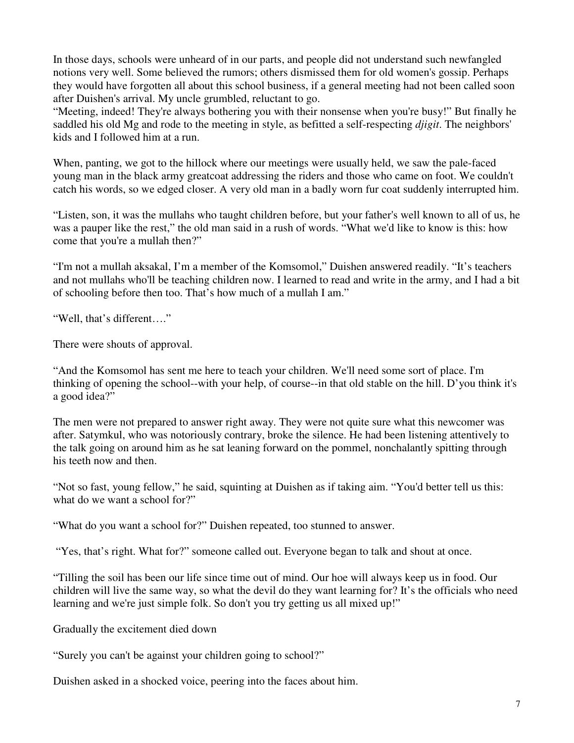In those days, schools were unheard of in our parts, and people did not understand such newfangled notions very well. Some believed the rumors; others dismissed them for old women's gossip. Perhaps they would have forgotten all about this school business, if a general meeting had not been called soon after Duishen's arrival. My uncle grumbled, reluctant to go.

"Meeting, indeed! They're always bothering you with their nonsense when you're busy!" But finally he saddled his old Mg and rode to the meeting in style, as befitted a self-respecting *djigit*. The neighbors' kids and I followed him at a run.

When, panting, we got to the hillock where our meetings were usually held, we saw the pale-faced young man in the black army greatcoat addressing the riders and those who came on foot. We couldn't catch his words, so we edged closer. A very old man in a badly worn fur coat suddenly interrupted him.

"Listen, son, it was the mullahs who taught children before, but your father's well known to all of us, he was a pauper like the rest," the old man said in a rush of words. "What we'd like to know is this: how come that you're a mullah then?"

"I'm not a mullah aksakal, I'm a member of the Komsomol," Duishen answered readily. "It's teachers and not mullahs who'll be teaching children now. I learned to read and write in the army, and I had a bit of schooling before then too. That's how much of a mullah I am."

"Well, that's different…."

There were shouts of approval.

"And the Komsomol has sent me here to teach your children. We'll need some sort of place. I'm thinking of opening the school--with your help, of course--in that old stable on the hill. D'you think it's a good idea?"

The men were not prepared to answer right away. They were not quite sure what this newcomer was after. Satymkul, who was notoriously contrary, broke the silence. He had been listening attentively to the talk going on around him as he sat leaning forward on the pommel, nonchalantly spitting through his teeth now and then.

"Not so fast, young fellow," he said, squinting at Duishen as if taking aim. "You'd better tell us this: what do we want a school for?"

"What do you want a school for?" Duishen repeated, too stunned to answer.

"Yes, that's right. What for?" someone called out. Everyone began to talk and shout at once.

"Tilling the soil has been our life since time out of mind. Our hoe will always keep us in food. Our children will live the same way, so what the devil do they want learning for? It's the officials who need learning and we're just simple folk. So don't you try getting us all mixed up!"

Gradually the excitement died down

"Surely you can't be against your children going to school?"

Duishen asked in a shocked voice, peering into the faces about him.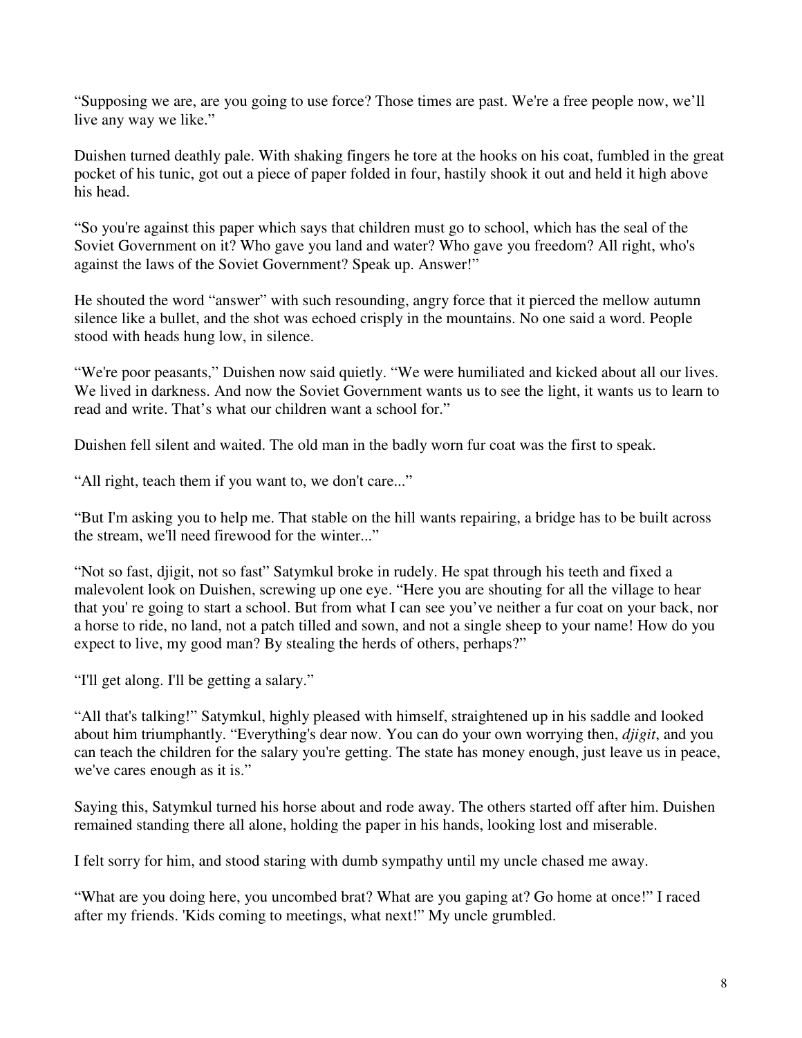“Supposing we are, are you going to use force? Those times are past. We're a free people now, we’ll live any way we like.”

Duishen turned deathly pale. With shaking fingers he tore at the hooks on his coat, fumbled in the great pocket of his tunic, got out a piece of paper folded in four, hastily shook it out and held it high above his head.

“So you're against this paper which says that children must go to school, which has the seal of the Soviet Government on it? Who gave you land and water? Who gave you freedom? All right, who's against the laws of the Soviet Government? Speak up. Answer!”

He shouted the word “answer” with such resounding, angry force that it pierced the mellow autumn silence like a bullet, and the shot was echoed crisply in the mountains. No one said a word. People stood with heads hung low, in silence.

“We're poor peasants,” Duishen now said quietly. “We were humiliated and kicked about all our lives. We lived in darkness. And now the Soviet Government wants us to see the light, it wants us to learn to read and write. That’s what our children want a school for.”

Duishen fell silent and waited. The old man in the badly worn fur coat was the first to speak.

“All right, teach them if you want to, we don't care...”

“But I'm asking you to help me. That stable on the hill wants repairing, a bridge has to be built across the stream, we'll need firewood for the winter...”

“Not so fast, djigit, not so fast” Satymkul broke in rudely. He spat through his teeth and fixed a malevolent look on Duishen, screwing up one eye. “Here you are shouting for all the village to hear that you' re going to start a school. But from what I can see you’ve neither a fur coat on your back, nor a horse to ride, no land, not a patch tilled and sown, and not a single sheep to your name! How do you expect to live, my good man? By stealing the herds of others, perhaps?”

“I'll get along. I'll be getting a salary.”

“All that's talking!” Satymkul, highly pleased with himself, straightened up in his saddle and looked about him triumphantly. “Everything's dear now. You can do your own worrying then, *djigit*, and you can teach the children for the salary you're getting. The state has money enough, just leave us in peace, we've cares enough as it is.”

Saying this, Satymkul turned his horse about and rode away. The others started off after him. Duishen remained standing there all alone, holding the paper in his hands, looking lost and miserable.

I felt sorry for him, and stood staring with dumb sympathy until my uncle chased me away.

“What are you doing here, you uncombed brat? What are you gaping at? Go home at once!” I raced after my friends. 'Kids coming to meetings, what next!” My uncle grumbled.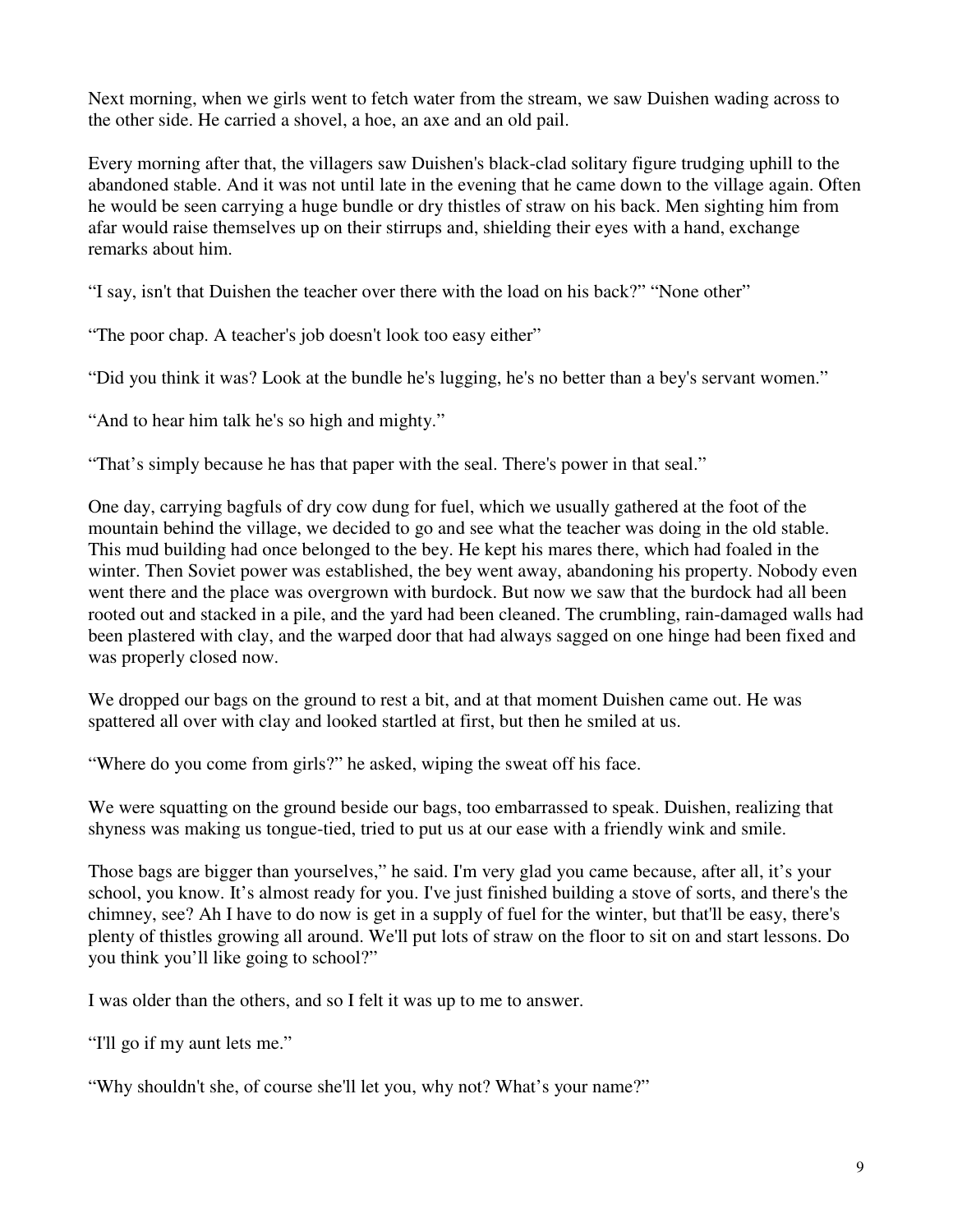Next morning, when we girls went to fetch water from the stream, we saw Duishen wading across to the other side. He carried a shovel, a hoe, an axe and an old pail.

Every morning after that, the villagers saw Duishen's black-clad solitary figure trudging uphill to the abandoned stable. And it was not until late in the evening that he came down to the village again. Often he would be seen carrying a huge bundle or dry thistles of straw on his back. Men sighting him from afar would raise themselves up on their stirrups and, shielding their eyes with a hand, exchange remarks about him.

"I say, isn't that Duishen the teacher over there with the load on his back?" "None other"

"The poor chap. A teacher's job doesn't look too easy either"

"Did you think it was? Look at the bundle he's lugging, he's no better than a bey's servant women."

"And to hear him talk he's so high and mighty."

"That's simply because he has that paper with the seal. There's power in that seal."

One day, carrying bagfuls of dry cow dung for fuel, which we usually gathered at the foot of the mountain behind the village, we decided to go and see what the teacher was doing in the old stable. This mud building had once belonged to the bey. He kept his mares there, which had foaled in the winter. Then Soviet power was established, the bey went away, abandoning his property. Nobody even went there and the place was overgrown with burdock. But now we saw that the burdock had all been rooted out and stacked in a pile, and the yard had been cleaned. The crumbling, rain-damaged walls had been plastered with clay, and the warped door that had always sagged on one hinge had been fixed and was properly closed now.

We dropped our bags on the ground to rest a bit, and at that moment Duishen came out. He was spattered all over with clay and looked startled at first, but then he smiled at us.

"Where do you come from girls?" he asked, wiping the sweat off his face.

We were squatting on the ground beside our bags, too embarrassed to speak. Duishen, realizing that shyness was making us tongue-tied, tried to put us at our ease with a friendly wink and smile.

Those bags are bigger than yourselves," he said. I'm very glad you came because, after all, it's your school, you know. It's almost ready for you. I've just finished building a stove of sorts, and there's the chimney, see? Ah I have to do now is get in a supply of fuel for the winter, but that'll be easy, there's plenty of thistles growing all around. We'll put lots of straw on the floor to sit on and start lessons. Do you think you'll like going to school?"

I was older than the others, and so I felt it was up to me to answer.

"I'll go if my aunt lets me."

"Why shouldn't she, of course she'll let you, why not? What's your name?"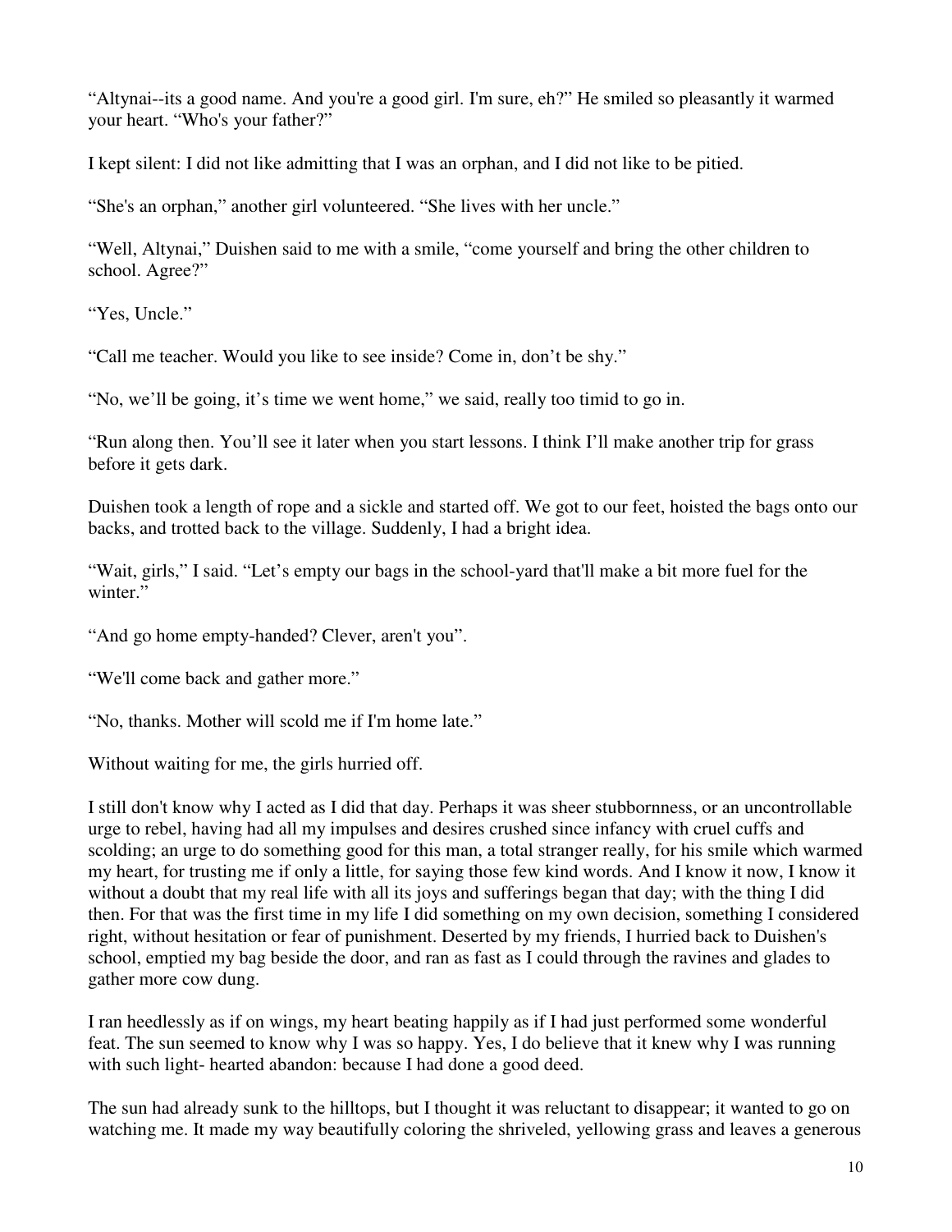"Altynai--its a good name. And you're a good girl. I'm sure, eh?" He smiled so pleasantly it warmed your heart. "Who's your father?"

I kept silent: I did not like admitting that I was an orphan, and I did not like to be pitied.

"She's an orphan," another girl volunteered. "She lives with her uncle."

"Well, Altynai," Duishen said to me with a smile, "come yourself and bring the other children to school. Agree?"

"Yes, Uncle."

"Call me teacher. Would you like to see inside? Come in, don't be shy."

"No, we'll be going, it's time we went home," we said, really too timid to go in.

"Run along then. You'll see it later when you start lessons. I think I'll make another trip for grass before it gets dark.

Duishen took a length of rope and a sickle and started off. We got to our feet, hoisted the bags onto our backs, and trotted back to the village. Suddenly, I had a bright idea.

"Wait, girls," I said. "Let's empty our bags in the school-yard that'll make a bit more fuel for the winter."

"And go home empty-handed? Clever, aren't you".

"We'll come back and gather more."

"No, thanks. Mother will scold me if I'm home late."

Without waiting for me, the girls hurried off.

I still don't know why I acted as I did that day. Perhaps it was sheer stubbornness, or an uncontrollable urge to rebel, having had all my impulses and desires crushed since infancy with cruel cuffs and scolding; an urge to do something good for this man, a total stranger really, for his smile which warmed my heart, for trusting me if only a little, for saying those few kind words. And I know it now, I know it without a doubt that my real life with all its joys and sufferings began that day; with the thing I did then. For that was the first time in my life I did something on my own decision, something I considered right, without hesitation or fear of punishment. Deserted by my friends, I hurried back to Duishen's school, emptied my bag beside the door, and ran as fast as I could through the ravines and glades to gather more cow dung.

I ran heedlessly as if on wings, my heart beating happily as if I had just performed some wonderful feat. The sun seemed to know why I was so happy. Yes, I do believe that it knew why I was running with such light- hearted abandon: because I had done a good deed.

The sun had already sunk to the hilltops, but I thought it was reluctant to disappear; it wanted to go on watching me. It made my way beautifully coloring the shriveled, yellowing grass and leaves a generous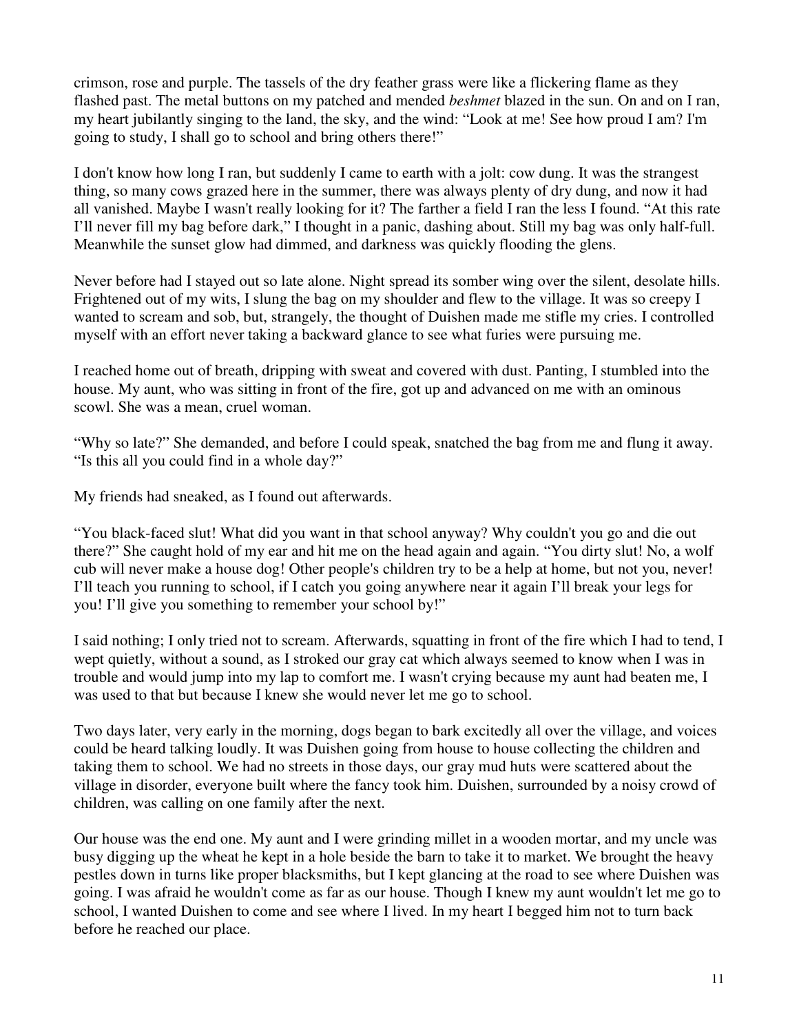crimson, rose and purple. The tassels of the dry feather grass were like a flickering flame as they flashed past. The metal buttons on my patched and mended *beshmet* blazed in the sun. On and on I ran, my heart jubilantly singing to the land, the sky, and the wind: "Look at me! See how proud I am? I'm going to study, I shall go to school and bring others there!"

I don't know how long I ran, but suddenly I came to earth with a jolt: cow dung. It was the strangest thing, so many cows grazed here in the summer, there was always plenty of dry dung, and now it had all vanished. Maybe I wasn't really looking for it? The farther a field I ran the less I found. "At this rate I'll never fill my bag before dark," I thought in a panic, dashing about. Still my bag was only half-full. Meanwhile the sunset glow had dimmed, and darkness was quickly flooding the glens.

Never before had I stayed out so late alone. Night spread its somber wing over the silent, desolate hills. Frightened out of my wits, I slung the bag on my shoulder and flew to the village. It was so creepy I wanted to scream and sob, but, strangely, the thought of Duishen made me stifle my cries. I controlled myself with an effort never taking a backward glance to see what furies were pursuing me.

I reached home out of breath, dripping with sweat and covered with dust. Panting, I stumbled into the house. My aunt, who was sitting in front of the fire, got up and advanced on me with an ominous scowl. She was a mean, cruel woman.

"Why so late?" She demanded, and before I could speak, snatched the bag from me and flung it away. "Is this all you could find in a whole day?"

My friends had sneaked, as I found out afterwards.

"You black-faced slut! What did you want in that school anyway? Why couldn't you go and die out there?" She caught hold of my ear and hit me on the head again and again. "You dirty slut! No, a wolf cub will never make a house dog! Other people's children try to be a help at home, but not you, never! I'll teach you running to school, if I catch you going anywhere near it again I'll break your legs for you! I'll give you something to remember your school by!"

I said nothing; I only tried not to scream. Afterwards, squatting in front of the fire which I had to tend, I wept quietly, without a sound, as I stroked our gray cat which always seemed to know when I was in trouble and would jump into my lap to comfort me. I wasn't crying because my aunt had beaten me, I was used to that but because I knew she would never let me go to school.

Two days later, very early in the morning, dogs began to bark excitedly all over the village, and voices could be heard talking loudly. It was Duishen going from house to house collecting the children and taking them to school. We had no streets in those days, our gray mud huts were scattered about the village in disorder, everyone built where the fancy took him. Duishen, surrounded by a noisy crowd of children, was calling on one family after the next.

Our house was the end one. My aunt and I were grinding millet in a wooden mortar, and my uncle was busy digging up the wheat he kept in a hole beside the barn to take it to market. We brought the heavy pestles down in turns like proper blacksmiths, but I kept glancing at the road to see where Duishen was going. I was afraid he wouldn't come as far as our house. Though I knew my aunt wouldn't let me go to school, I wanted Duishen to come and see where I lived. In my heart I begged him not to turn back before he reached our place.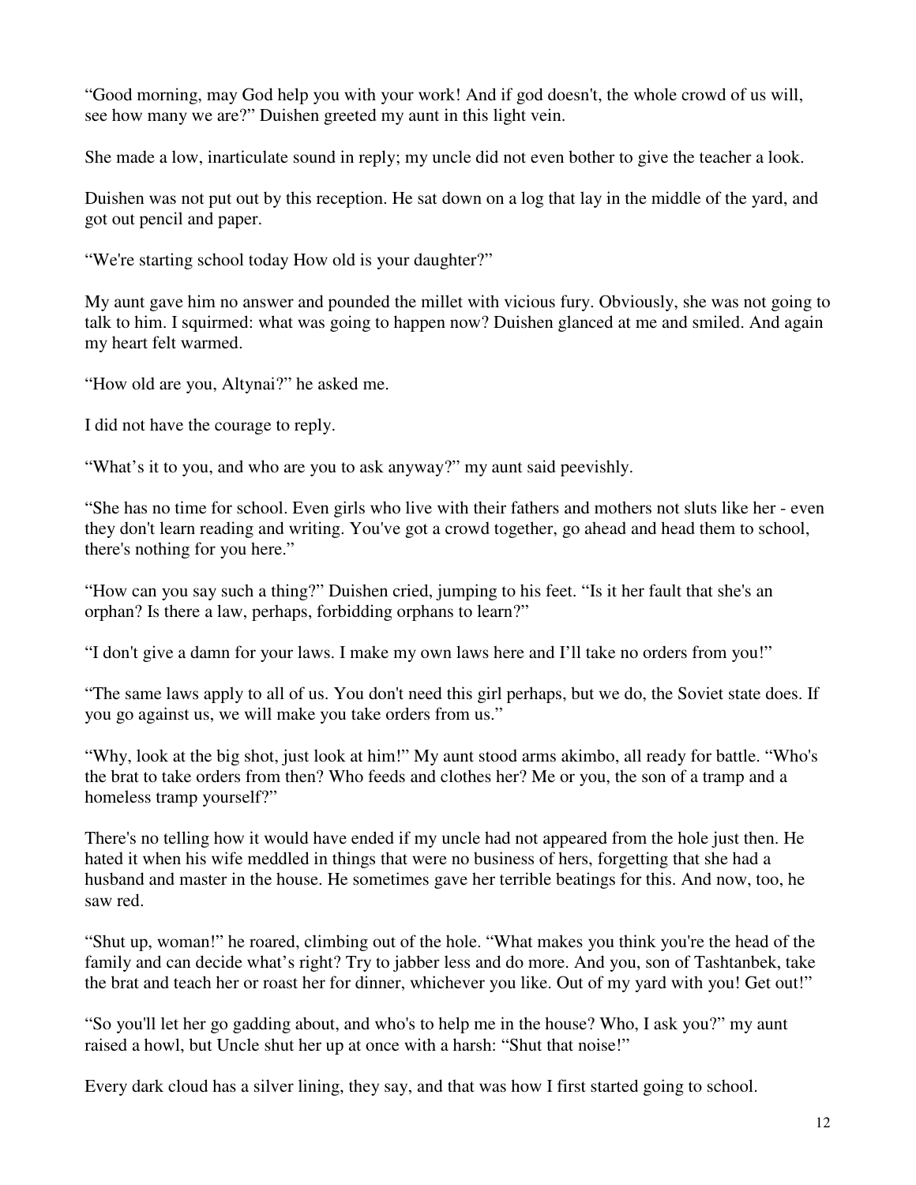"Good morning, may God help you with your work! And if god doesn't, the whole crowd of us will, see how many we are?" Duishen greeted my aunt in this light vein.

She made a low, inarticulate sound in reply; my uncle did not even bother to give the teacher a look.

Duishen was not put out by this reception. He sat down on a log that lay in the middle of the yard, and got out pencil and paper.

"We're starting school today How old is your daughter?"

My aunt gave him no answer and pounded the millet with vicious fury. Obviously, she was not going to talk to him. I squirmed: what was going to happen now? Duishen glanced at me and smiled. And again my heart felt warmed.

"How old are you, Altynai?" he asked me.

I did not have the courage to reply.

"What's it to you, and who are you to ask anyway?" my aunt said peevishly.

"She has no time for school. Even girls who live with their fathers and mothers not sluts like her - even they don't learn reading and writing. You've got a crowd together, go ahead and head them to school, there's nothing for you here."

"How can you say such a thing?" Duishen cried, jumping to his feet. "Is it her fault that she's an orphan? Is there a law, perhaps, forbidding orphans to learn?"

"I don't give a damn for your laws. I make my own laws here and I'll take no orders from you!"

"The same laws apply to all of us. You don't need this girl perhaps, but we do, the Soviet state does. If you go against us, we will make you take orders from us."

"Why, look at the big shot, just look at him!" My aunt stood arms akimbo, all ready for battle. "Who's the brat to take orders from then? Who feeds and clothes her? Me or you, the son of a tramp and a homeless tramp yourself?"

There's no telling how it would have ended if my uncle had not appeared from the hole just then. He hated it when his wife meddled in things that were no business of hers, forgetting that she had a husband and master in the house. He sometimes gave her terrible beatings for this. And now, too, he saw red.

"Shut up, woman!" he roared, climbing out of the hole. "What makes you think you're the head of the family and can decide what's right? Try to jabber less and do more. And you, son of Tashtanbek, take the brat and teach her or roast her for dinner, whichever you like. Out of my yard with you! Get out!"

"So you'll let her go gadding about, and who's to help me in the house? Who, I ask you?" my aunt raised a howl, but Uncle shut her up at once with a harsh: "Shut that noise!"

Every dark cloud has a silver lining, they say, and that was how I first started going to school.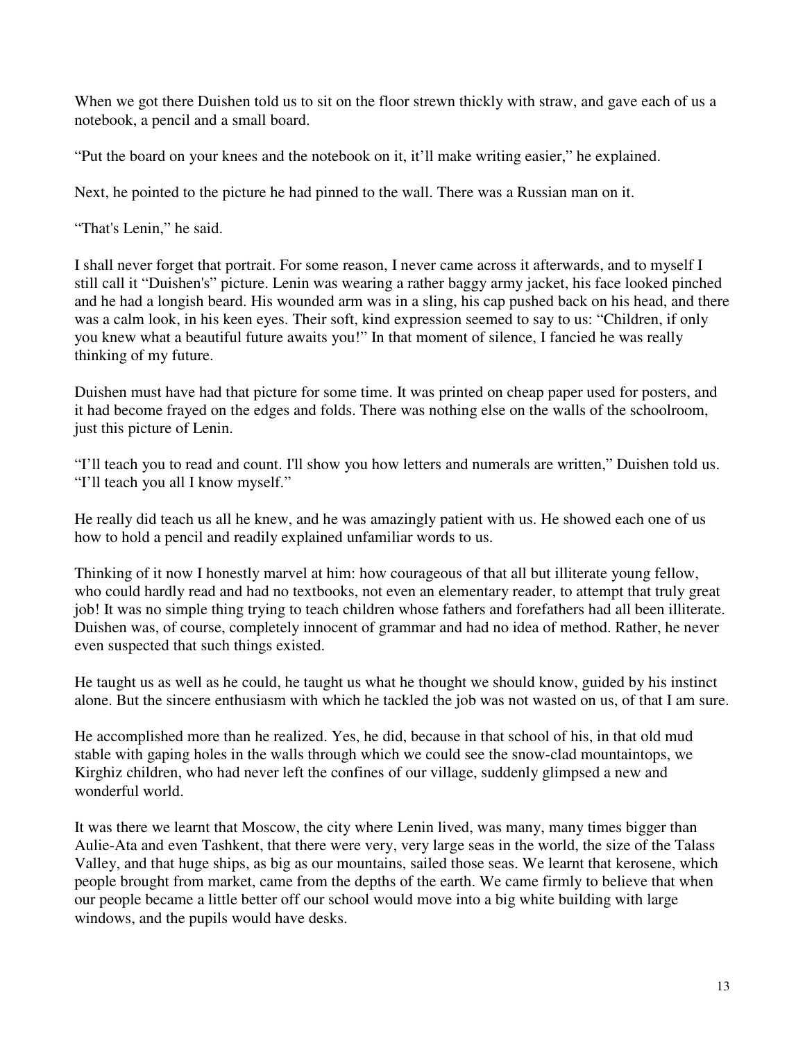When we got there Duishen told us to sit on the floor strewn thickly with straw, and gave each of us a notebook, a pencil and a small board.

“Put the board on your knees and the notebook on it, it’ll make writing easier,” he explained.

Next, he pointed to the picture he had pinned to the wall. There was a Russian man on it.

“That's Lenin,” he said.

I shall never forget that portrait. For some reason, I never came across it afterwards, and to myself I still call it “Duishen's” picture. Lenin was wearing a rather baggy army jacket, his face looked pinched and he had a longish beard. His wounded arm was in a sling, his cap pushed back on his head, and there was a calm look, in his keen eyes. Their soft, kind expression seemed to say to us: “Children, if only you knew what a beautiful future awaits you!” In that moment of silence, I fancied he was really thinking of my future.

Duishen must have had that picture for some time. It was printed on cheap paper used for posters, and it had become frayed on the edges and folds. There was nothing else on the walls of the schoolroom, just this picture of Lenin.

“I’ll teach you to read and count. I'll show you how letters and numerals are written,” Duishen told us. “I’ll teach you all I know myself.”

He really did teach us all he knew, and he was amazingly patient with us. He showed each one of us how to hold a pencil and readily explained unfamiliar words to us.

Thinking of it now I honestly marvel at him: how courageous of that all but illiterate young fellow, who could hardly read and had no textbooks, not even an elementary reader, to attempt that truly great job! It was no simple thing trying to teach children whose fathers and forefathers had all been illiterate. Duishen was, of course, completely innocent of grammar and had no idea of method. Rather, he never even suspected that such things existed.

He taught us as well as he could, he taught us what he thought we should know, guided by his instinct alone. But the sincere enthusiasm with which he tackled the job was not wasted on us, of that I am sure.

He accomplished more than he realized. Yes, he did, because in that school of his, in that old mud stable with gaping holes in the walls through which we could see the snow-clad mountaintops, we Kirghiz children, who had never left the confines of our village, suddenly glimpsed a new and wonderful world.

It was there we learnt that Moscow, the city where Lenin lived, was many, many times bigger than Aulie-Ata and even Tashkent, that there were very, very large seas in the world, the size of the Talass Valley, and that huge ships, as big as our mountains, sailed those seas. We learnt that kerosene, which people brought from market, came from the depths of the earth. We came firmly to believe that when our people became a little better off our school would move into a big white building with large windows, and the pupils would have desks.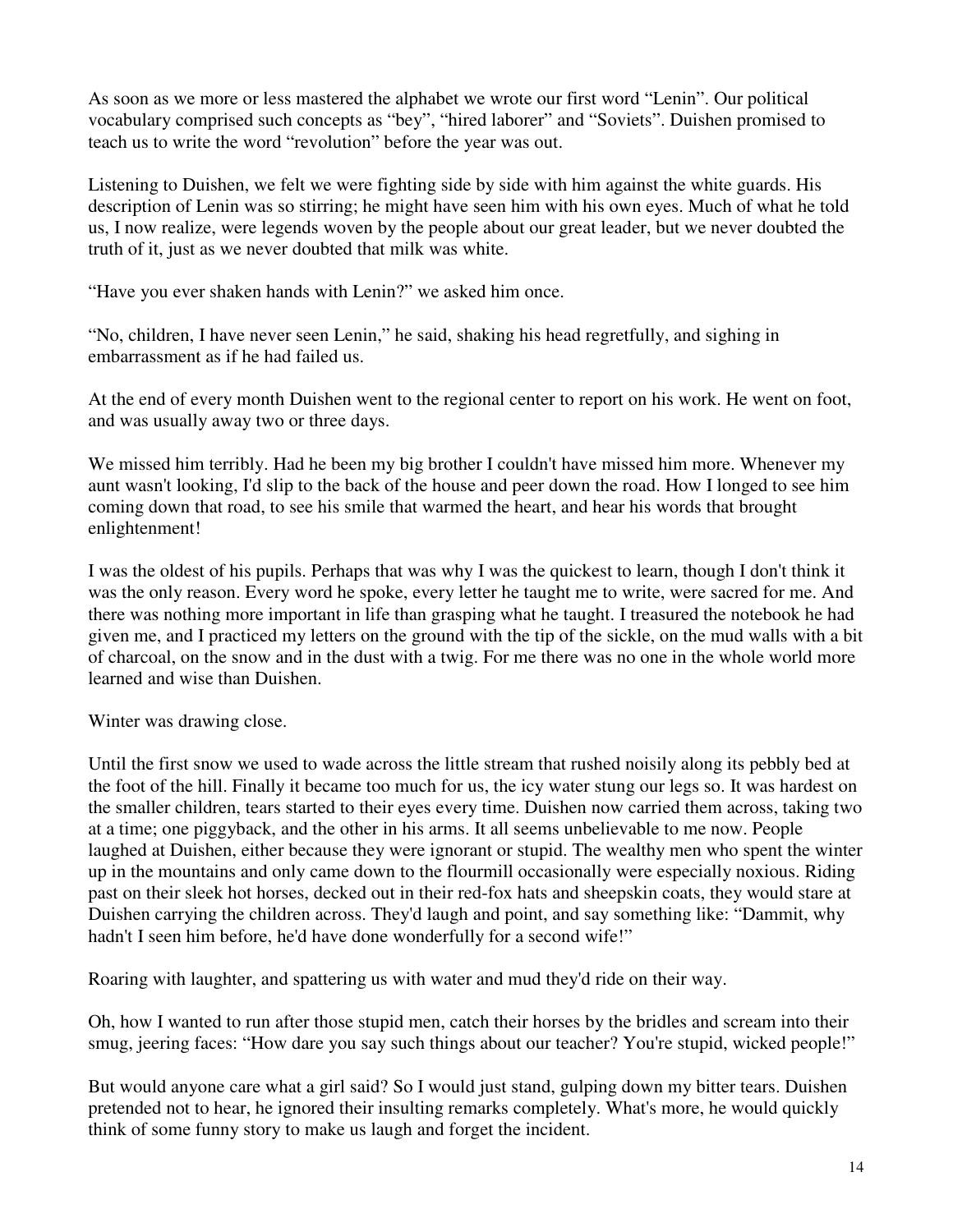As soon as we more or less mastered the alphabet we wrote our first word "Lenin". Our political vocabulary comprised such concepts as "bey", "hired laborer" and "Soviets". Duishen promised to teach us to write the word "revolution" before the year was out.

Listening to Duishen, we felt we were fighting side by side with him against the white guards. His description of Lenin was so stirring; he might have seen him with his own eyes. Much of what he told us, I now realize, were legends woven by the people about our great leader, but we never doubted the truth of it, just as we never doubted that milk was white.

"Have you ever shaken hands with Lenin?" we asked him once.

"No, children, I have never seen Lenin," he said, shaking his head regretfully, and sighing in embarrassment as if he had failed us.

At the end of every month Duishen went to the regional center to report on his work. He went on foot, and was usually away two or three days.

We missed him terribly. Had he been my big brother I couldn't have missed him more. Whenever my aunt wasn't looking, I'd slip to the back of the house and peer down the road. How I longed to see him coming down that road, to see his smile that warmed the heart, and hear his words that brought enlightenment!

I was the oldest of his pupils. Perhaps that was why I was the quickest to learn, though I don't think it was the only reason. Every word he spoke, every letter he taught me to write, were sacred for me. And there was nothing more important in life than grasping what he taught. I treasured the notebook he had given me, and I practiced my letters on the ground with the tip of the sickle, on the mud walls with a bit of charcoal, on the snow and in the dust with a twig. For me there was no one in the whole world more learned and wise than Duishen.

Winter was drawing close.

Until the first snow we used to wade across the little stream that rushed noisily along its pebbly bed at the foot of the hill. Finally it became too much for us, the icy water stung our legs so. It was hardest on the smaller children, tears started to their eyes every time. Duishen now carried them across, taking two at a time; one piggyback, and the other in his arms. It all seems unbelievable to me now. People laughed at Duishen, either because they were ignorant or stupid. The wealthy men who spent the winter up in the mountains and only came down to the flourmill occasionally were especially noxious. Riding past on their sleek hot horses, decked out in their red-fox hats and sheepskin coats, they would stare at Duishen carrying the children across. They'd laugh and point, and say something like: "Dammit, why hadn't I seen him before, he'd have done wonderfully for a second wife!"

Roaring with laughter, and spattering us with water and mud they'd ride on their way.

Oh, how I wanted to run after those stupid men, catch their horses by the bridles and scream into their smug, jeering faces: "How dare you say such things about our teacher? You're stupid, wicked people!"

But would anyone care what a girl said? So I would just stand, gulping down my bitter tears. Duishen pretended not to hear, he ignored their insulting remarks completely. What's more, he would quickly think of some funny story to make us laugh and forget the incident.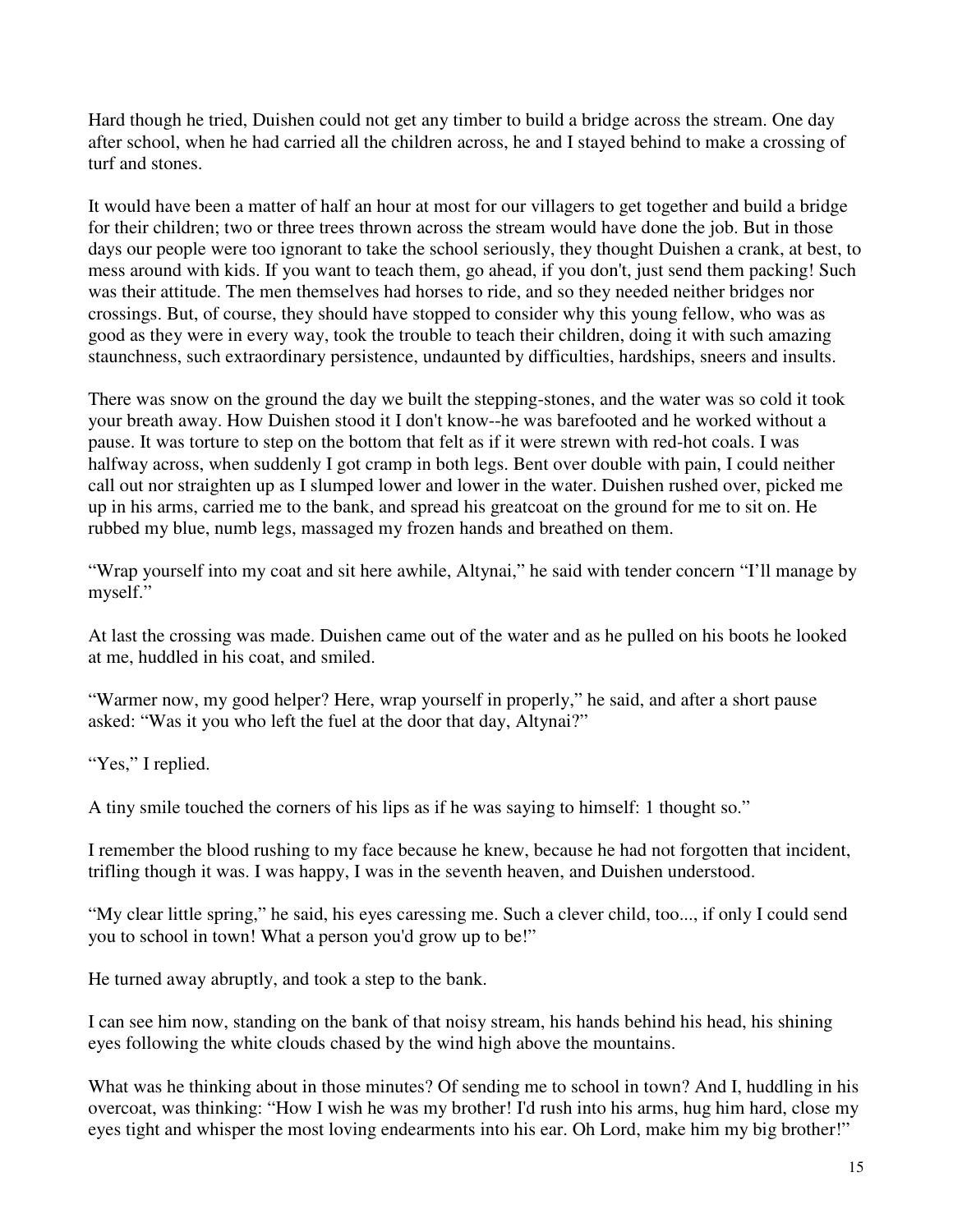Hard though he tried, Duishen could not get any timber to build a bridge across the stream. One day after school, when he had carried all the children across, he and I stayed behind to make a crossing of turf and stones.

It would have been a matter of half an hour at most for our villagers to get together and build a bridge for their children; two or three trees thrown across the stream would have done the job. But in those days our people were too ignorant to take the school seriously, they thought Duishen a crank, at best, to mess around with kids. If you want to teach them, go ahead, if you don't, just send them packing! Such was their attitude. The men themselves had horses to ride, and so they needed neither bridges nor crossings. But, of course, they should have stopped to consider why this young fellow, who was as good as they were in every way, took the trouble to teach their children, doing it with such amazing staunchness, such extraordinary persistence, undaunted by difficulties, hardships, sneers and insults.

There was snow on the ground the day we built the stepping-stones, and the water was so cold it took your breath away. How Duishen stood it I don't know--he was barefooted and he worked without a pause. It was torture to step on the bottom that felt as if it were strewn with red-hot coals. I was halfway across, when suddenly I got cramp in both legs. Bent over double with pain, I could neither call out nor straighten up as I slumped lower and lower in the water. Duishen rushed over, picked me up in his arms, carried me to the bank, and spread his greatcoat on the ground for me to sit on. He rubbed my blue, numb legs, massaged my frozen hands and breathed on them.

"Wrap yourself into my coat and sit here awhile, Altynai," he said with tender concern "I'll manage by myself."

At last the crossing was made. Duishen came out of the water and as he pulled on his boots he looked at me, huddled in his coat, and smiled.

"Warmer now, my good helper? Here, wrap yourself in properly," he said, and after a short pause asked: "Was it you who left the fuel at the door that day, Altynai?"

"Yes," I replied.

A tiny smile touched the corners of his lips as if he was saying to himself: 1 thought so."

I remember the blood rushing to my face because he knew, because he had not forgotten that incident, trifling though it was. I was happy, I was in the seventh heaven, and Duishen understood.

"My clear little spring," he said, his eyes caressing me. Such a clever child, too..., if only I could send you to school in town! What a person you'd grow up to be!"

He turned away abruptly, and took a step to the bank.

I can see him now, standing on the bank of that noisy stream, his hands behind his head, his shining eyes following the white clouds chased by the wind high above the mountains.

What was he thinking about in those minutes? Of sending me to school in town? And I, huddling in his overcoat, was thinking: "How I wish he was my brother! I'd rush into his arms, hug him hard, close my eyes tight and whisper the most loving endearments into his ear. Oh Lord, make him my big brother!"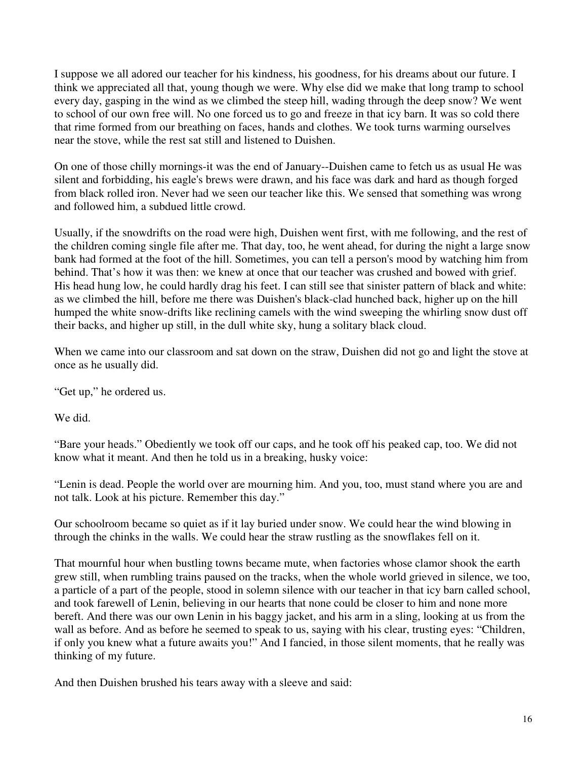I suppose we all adored our teacher for his kindness, his goodness, for his dreams about our future. I think we appreciated all that, young though we were. Why else did we make that long tramp to school every day, gasping in the wind as we climbed the steep hill, wading through the deep snow? We went to school of our own free will. No one forced us to go and freeze in that icy barn. It was so cold there that rime formed from our breathing on faces, hands and clothes. We took turns warming ourselves near the stove, while the rest sat still and listened to Duishen.

On one of those chilly mornings-it was the end of January--Duishen came to fetch us as usual He was silent and forbidding, his eagle's brews were drawn, and his face was dark and hard as though forged from black rolled iron. Never had we seen our teacher like this. We sensed that something was wrong and followed him, a subdued little crowd.

Usually, if the snowdrifts on the road were high, Duishen went first, with me following, and the rest of the children coming single file after me. That day, too, he went ahead, for during the night a large snow bank had formed at the foot of the hill. Sometimes, you can tell a person's mood by watching him from behind. That's how it was then: we knew at once that our teacher was crushed and bowed with grief. His head hung low, he could hardly drag his feet. I can still see that sinister pattern of black and white: as we climbed the hill, before me there was Duishen's black-clad hunched back, higher up on the hill humped the white snow-drifts like reclining camels with the wind sweeping the whirling snow dust off their backs, and higher up still, in the dull white sky, hung a solitary black cloud.

When we came into our classroom and sat down on the straw, Duishen did not go and light the stove at once as he usually did.

"Get up," he ordered us.

We did.

"Bare your heads." Obediently we took off our caps, and he took off his peaked cap, too. We did not know what it meant. And then he told us in a breaking, husky voice:

"Lenin is dead. People the world over are mourning him. And you, too, must stand where you are and not talk. Look at his picture. Remember this day."

Our schoolroom became so quiet as if it lay buried under snow. We could hear the wind blowing in through the chinks in the walls. We could hear the straw rustling as the snowflakes fell on it.

That mournful hour when bustling towns became mute, when factories whose clamor shook the earth grew still, when rumbling trains paused on the tracks, when the whole world grieved in silence, we too, a particle of a part of the people, stood in solemn silence with our teacher in that icy barn called school, and took farewell of Lenin, believing in our hearts that none could be closer to him and none more bereft. And there was our own Lenin in his baggy jacket, and his arm in a sling, looking at us from the wall as before. And as before he seemed to speak to us, saying with his clear, trusting eyes: "Children, if only you knew what a future awaits you!" And I fancied, in those silent moments, that he really was thinking of my future.

And then Duishen brushed his tears away with a sleeve and said: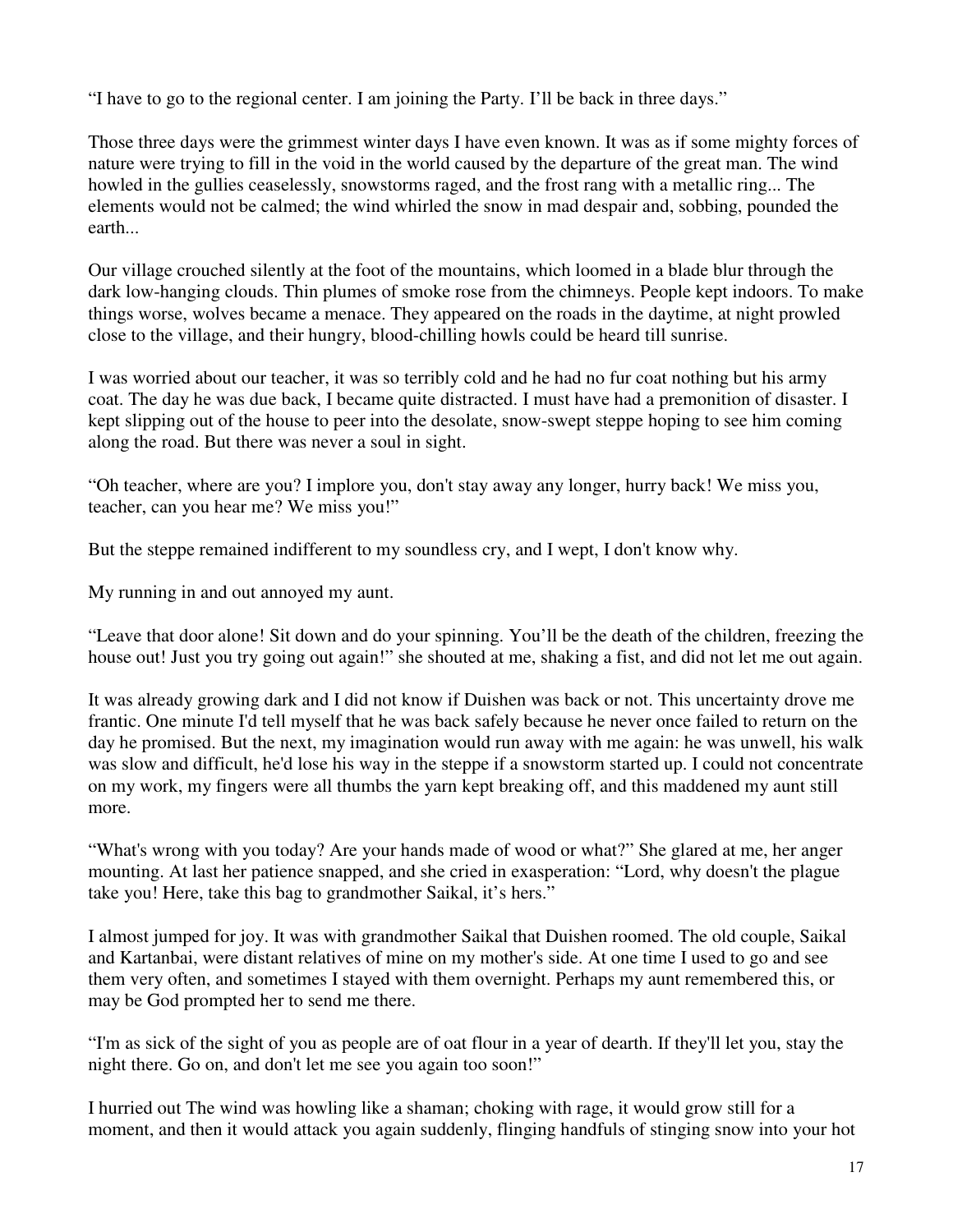"I have to go to the regional center. I am joining the Party. I'll be back in three days."

Those three days were the grimmest winter days I have even known. It was as if some mighty forces of nature were trying to fill in the void in the world caused by the departure of the great man. The wind howled in the gullies ceaselessly, snowstorms raged, and the frost rang with a metallic ring... The elements would not be calmed; the wind whirled the snow in mad despair and, sobbing, pounded the earth...

Our village crouched silently at the foot of the mountains, which loomed in a blade blur through the dark low-hanging clouds. Thin plumes of smoke rose from the chimneys. People kept indoors. To make things worse, wolves became a menace. They appeared on the roads in the daytime, at night prowled close to the village, and their hungry, blood-chilling howls could be heard till sunrise.

I was worried about our teacher, it was so terribly cold and he had no fur coat nothing but his army coat. The day he was due back, I became quite distracted. I must have had a premonition of disaster. I kept slipping out of the house to peer into the desolate, snow-swept steppe hoping to see him coming along the road. But there was never a soul in sight.

"Oh teacher, where are you? I implore you, don't stay away any longer, hurry back! We miss you, teacher, can you hear me? We miss you!"

But the steppe remained indifferent to my soundless cry, and I wept, I don't know why.

My running in and out annoyed my aunt.

"Leave that door alone! Sit down and do your spinning. You'll be the death of the children, freezing the house out! Just you try going out again!" she shouted at me, shaking a fist, and did not let me out again.

It was already growing dark and I did not know if Duishen was back or not. This uncertainty drove me frantic. One minute I'd tell myself that he was back safely because he never once failed to return on the day he promised. But the next, my imagination would run away with me again: he was unwell, his walk was slow and difficult, he'd lose his way in the steppe if a snowstorm started up. I could not concentrate on my work, my fingers were all thumbs the yarn kept breaking off, and this maddened my aunt still more.

"What's wrong with you today? Are your hands made of wood or what?" She glared at me, her anger mounting. At last her patience snapped, and she cried in exasperation: "Lord, why doesn't the plague take you! Here, take this bag to grandmother Saikal, it's hers."

I almost jumped for joy. It was with grandmother Saikal that Duishen roomed. The old couple, Saikal and Kartanbai, were distant relatives of mine on my mother's side. At one time I used to go and see them very often, and sometimes I stayed with them overnight. Perhaps my aunt remembered this, or may be God prompted her to send me there.

"I'm as sick of the sight of you as people are of oat flour in a year of dearth. If they'll let you, stay the night there. Go on, and don't let me see you again too soon!"

I hurried out The wind was howling like a shaman; choking with rage, it would grow still for a moment, and then it would attack you again suddenly, flinging handfuls of stinging snow into your hot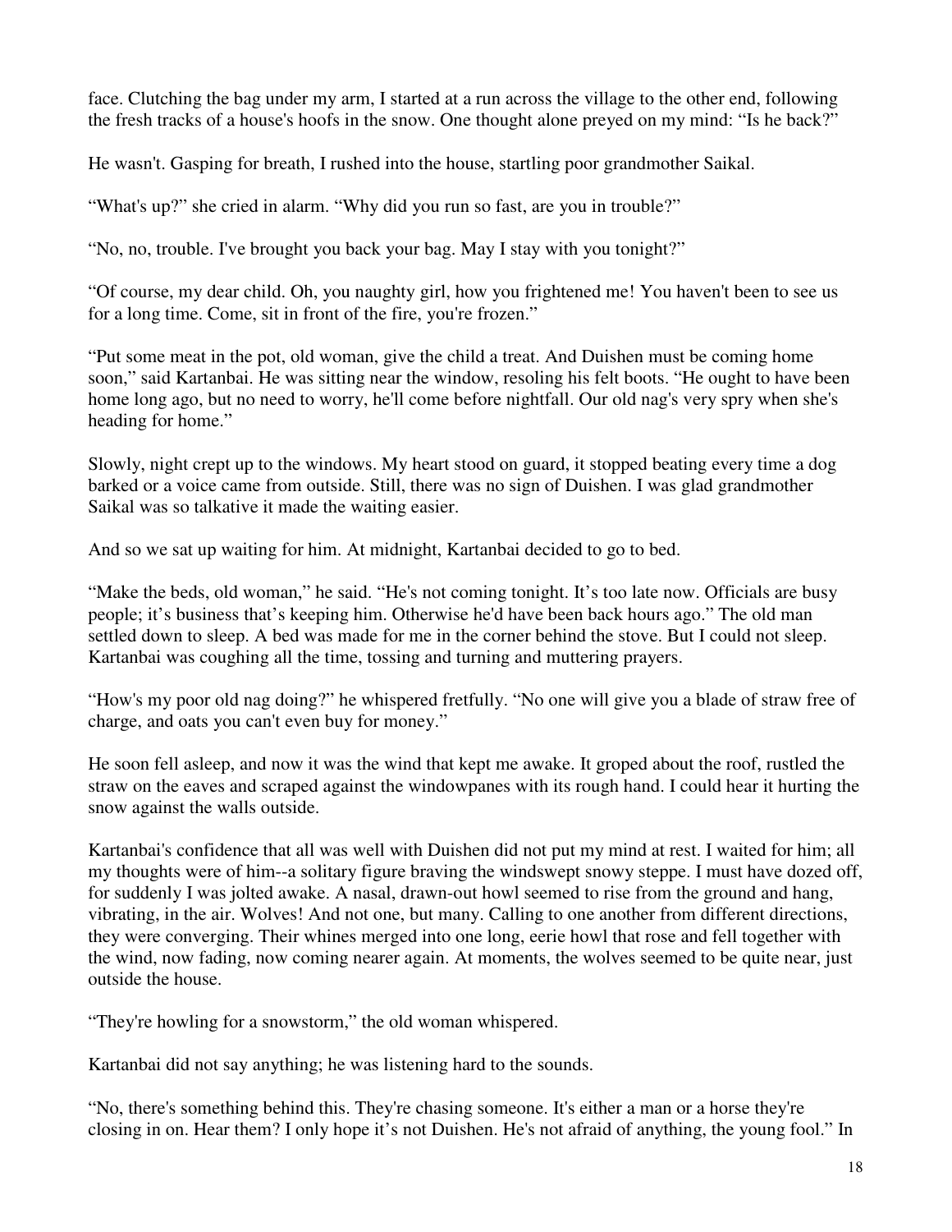face. Clutching the bag under my arm, I started at a run across the village to the other end, following the fresh tracks of a house's hoofs in the snow. One thought alone preyed on my mind: "Is he back?"

He wasn't. Gasping for breath, I rushed into the house, startling poor grandmother Saikal.

"What's up?" she cried in alarm. "Why did you run so fast, are you in trouble?"

"No, no, trouble. I've brought you back your bag. May I stay with you tonight?"

"Of course, my dear child. Oh, you naughty girl, how you frightened me! You haven't been to see us for a long time. Come, sit in front of the fire, you're frozen."

"Put some meat in the pot, old woman, give the child a treat. And Duishen must be coming home soon," said Kartanbai. He was sitting near the window, resoling his felt boots. "He ought to have been home long ago, but no need to worry, he'll come before nightfall. Our old nag's very spry when she's heading for home."

Slowly, night crept up to the windows. My heart stood on guard, it stopped beating every time a dog barked or a voice came from outside. Still, there was no sign of Duishen. I was glad grandmother Saikal was so talkative it made the waiting easier.

And so we sat up waiting for him. At midnight, Kartanbai decided to go to bed.

"Make the beds, old woman," he said. "He's not coming tonight. It's too late now. Officials are busy people; it's business that's keeping him. Otherwise he'd have been back hours ago." The old man settled down to sleep. A bed was made for me in the corner behind the stove. But I could not sleep. Kartanbai was coughing all the time, tossing and turning and muttering prayers.

"How's my poor old nag doing?" he whispered fretfully. "No one will give you a blade of straw free of charge, and oats you can't even buy for money."

He soon fell asleep, and now it was the wind that kept me awake. It groped about the roof, rustled the straw on the eaves and scraped against the windowpanes with its rough hand. I could hear it hurting the snow against the walls outside.

Kartanbai's confidence that all was well with Duishen did not put my mind at rest. I waited for him; all my thoughts were of him--a solitary figure braving the windswept snowy steppe. I must have dozed off, for suddenly I was jolted awake. A nasal, drawn-out howl seemed to rise from the ground and hang, vibrating, in the air. Wolves! And not one, but many. Calling to one another from different directions, they were converging. Their whines merged into one long, eerie howl that rose and fell together with the wind, now fading, now coming nearer again. At moments, the wolves seemed to be quite near, just outside the house.

"They're howling for a snowstorm," the old woman whispered.

Kartanbai did not say anything; he was listening hard to the sounds.

"No, there's something behind this. They're chasing someone. It's either a man or a horse they're closing in on. Hear them? I only hope it's not Duishen. He's not afraid of anything, the young fool." In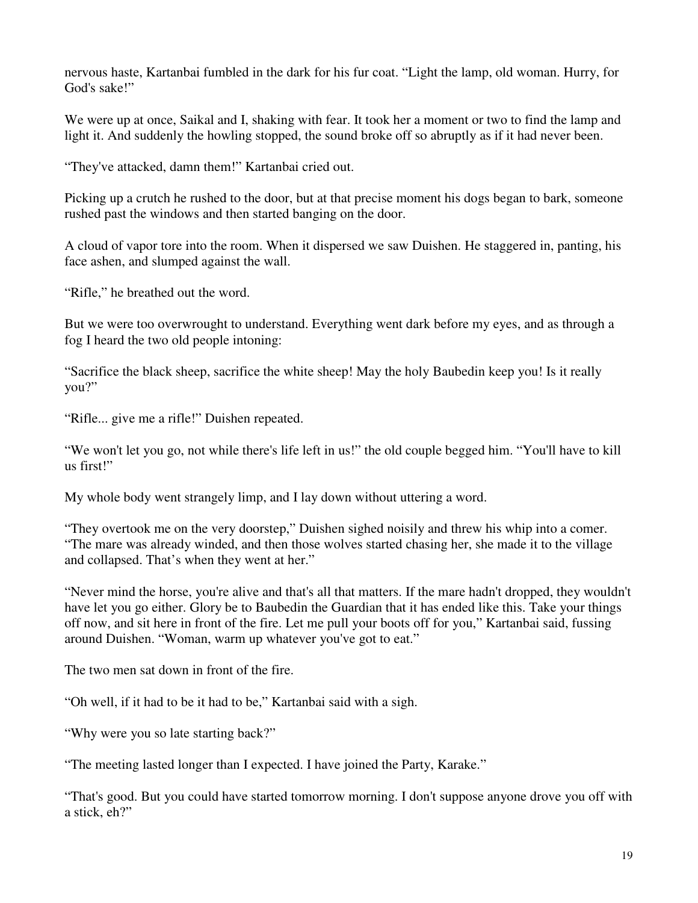nervous haste, Kartanbai fumbled in the dark for his fur coat. “Light the lamp, old woman. Hurry, for God's sake!”

We were up at once, Saikal and I, shaking with fear. It took her a moment or two to find the lamp and light it. And suddenly the howling stopped, the sound broke off so abruptly as if it had never been.

“They've attacked, damn them!” Kartanbai cried out.

Picking up a crutch he rushed to the door, but at that precise moment his dogs began to bark, someone rushed past the windows and then started banging on the door.

A cloud of vapor tore into the room. When it dispersed we saw Duishen. He staggered in, panting, his face ashen, and slumped against the wall.

“Rifle,” he breathed out the word.

But we were too overwrought to understand. Everything went dark before my eyes, and as through a fog I heard the two old people intoning:

“Sacrifice the black sheep, sacrifice the white sheep! May the holy Baubedin keep you! Is it really you?”

“Rifle... give me a rifle!” Duishen repeated.

“We won't let you go, not while there's life left in us!” the old couple begged him. “You'll have to kill us first!”

My whole body went strangely limp, and I lay down without uttering a word.

“They overtook me on the very doorstep,” Duishen sighed noisily and threw his whip into a comer. “The mare was already winded, and then those wolves started chasing her, she made it to the village and collapsed. That’s when they went at her.”

“Never mind the horse, you're alive and that's all that matters. If the mare hadn't dropped, they wouldn't have let you go either. Glory be to Baubedin the Guardian that it has ended like this. Take your things off now, and sit here in front of the fire. Let me pull your boots off for you,” Kartanbai said, fussing around Duishen. “Woman, warm up whatever you've got to eat.”

The two men sat down in front of the fire.

“Oh well, if it had to be it had to be,” Kartanbai said with a sigh.

“Why were you so late starting back?”

“The meeting lasted longer than I expected. I have joined the Party, Karake.”

“That's good. But you could have started tomorrow morning. I don't suppose anyone drove you off with a stick, eh?”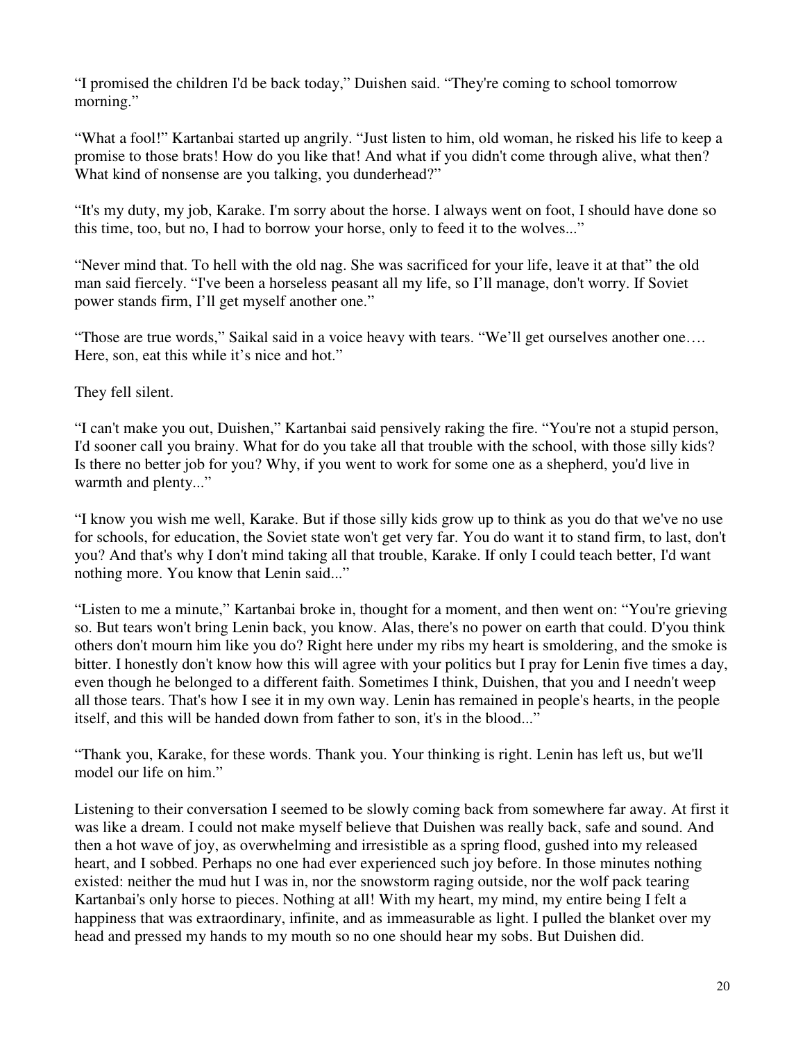“I promised the children I'd be back today,” Duishen said. “They're coming to school tomorrow morning.”

“What a fool!” Kartanbai started up angrily. “Just listen to him, old woman, he risked his life to keep a promise to those brats! How do you like that! And what if you didn't come through alive, what then? What kind of nonsense are you talking, you dunderhead?”

“It's my duty, my job, Karake. I'm sorry about the horse. I always went on foot, I should have done so this time, too, but no, I had to borrow your horse, only to feed it to the wolves...”

“Never mind that. To hell with the old nag. She was sacrificed for your life, leave it at that” the old man said fiercely. “I've been a horseless peasant all my life, so I’ll manage, don't worry. If Soviet power stands firm, I’ll get myself another one.”

“Those are true words,” Saikal said in a voice heavy with tears. “We’ll get ourselves another one…. Here, son, eat this while it’s nice and hot.”

They fell silent.

“I can't make you out, Duishen,” Kartanbai said pensively raking the fire. “You're not a stupid person, I'd sooner call you brainy. What for do you take all that trouble with the school, with those silly kids? Is there no better job for you? Why, if you went to work for some one as a shepherd, you'd live in warmth and plenty...”

“I know you wish me well, Karake. But if those silly kids grow up to think as you do that we've no use for schools, for education, the Soviet state won't get very far. You do want it to stand firm, to last, don't you? And that's why I don't mind taking all that trouble, Karake. If only I could teach better, I'd want nothing more. You know that Lenin said...”

“Listen to me a minute,” Kartanbai broke in, thought for a moment, and then went on: “You're grieving so. But tears won't bring Lenin back, you know. Alas, there's no power on earth that could. D'you think others don't mourn him like you do? Right here under my ribs my heart is smoldering, and the smoke is bitter. I honestly don't know how this will agree with your politics but I pray for Lenin five times a day, even though he belonged to a different faith. Sometimes I think, Duishen, that you and I needn't weep all those tears. That's how I see it in my own way. Lenin has remained in people's hearts, in the people itself, and this will be handed down from father to son, it's in the blood...”

“Thank you, Karake, for these words. Thank you. Your thinking is right. Lenin has left us, but we'll model our life on him.”

Listening to their conversation I seemed to be slowly coming back from somewhere far away. At first it was like a dream. I could not make myself believe that Duishen was really back, safe and sound. And then a hot wave of joy, as overwhelming and irresistible as a spring flood, gushed into my released heart, and I sobbed. Perhaps no one had ever experienced such joy before. In those minutes nothing existed: neither the mud hut I was in, nor the snowstorm raging outside, nor the wolf pack tearing Kartanbai's only horse to pieces. Nothing at all! With my heart, my mind, my entire being I felt a happiness that was extraordinary, infinite, and as immeasurable as light. I pulled the blanket over my head and pressed my hands to my mouth so no one should hear my sobs. But Duishen did.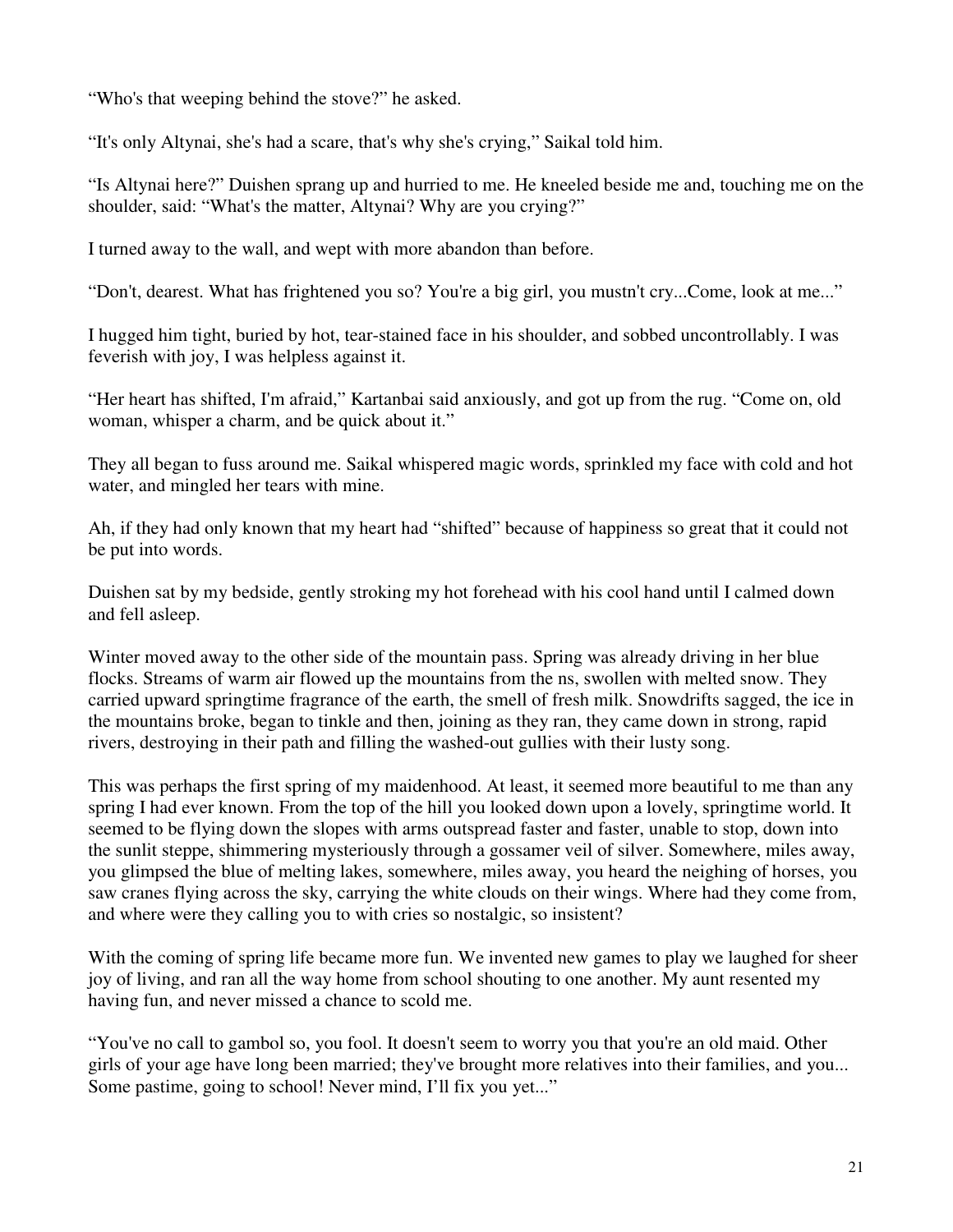“Who's that weeping behind the stove?” he asked.

“It's only Altynai, she's had a scare, that's why she's crying,” Saikal told him.

“Is Altynai here?” Duishen sprang up and hurried to me. He kneeled beside me and, touching me on the shoulder, said: “What's the matter, Altynai? Why are you crying?”

I turned away to the wall, and wept with more abandon than before.

“Don't, dearest. What has frightened you so? You're a big girl, you mustn't cry...Come, look at me...”

I hugged him tight, buried by hot, tear-stained face in his shoulder, and sobbed uncontrollably. I was feverish with joy, I was helpless against it.

“Her heart has shifted, I'm afraid,” Kartanbai said anxiously, and got up from the rug. “Come on, old woman, whisper a charm, and be quick about it.”

They all began to fuss around me. Saikal whispered magic words, sprinkled my face with cold and hot water, and mingled her tears with mine.

Ah, if they had only known that my heart had “shifted” because of happiness so great that it could not be put into words.

Duishen sat by my bedside, gently stroking my hot forehead with his cool hand until I calmed down and fell asleep.

Winter moved away to the other side of the mountain pass. Spring was already driving in her blue flocks. Streams of warm air flowed up the mountains from the ns, swollen with melted snow. They carried upward springtime fragrance of the earth, the smell of fresh milk. Snowdrifts sagged, the ice in the mountains broke, began to tinkle and then, joining as they ran, they came down in strong, rapid rivers, destroying in their path and filling the washed-out gullies with their lusty song.

This was perhaps the first spring of my maidenhood. At least, it seemed more beautiful to me than any spring I had ever known. From the top of the hill you looked down upon a lovely, springtime world. It seemed to be flying down the slopes with arms outspread faster and faster, unable to stop, down into the sunlit steppe, shimmering mysteriously through a gossamer veil of silver. Somewhere, miles away, you glimpsed the blue of melting lakes, somewhere, miles away, you heard the neighing of horses, you saw cranes flying across the sky, carrying the white clouds on their wings. Where had they come from, and where were they calling you to with cries so nostalgic, so insistent?

With the coming of spring life became more fun. We invented new games to play we laughed for sheer joy of living, and ran all the way home from school shouting to one another. My aunt resented my having fun, and never missed a chance to scold me.

“You've no call to gambol so, you fool. It doesn't seem to worry you that you're an old maid. Other girls of your age have long been married; they've brought more relatives into their families, and you... Some pastime, going to school! Never mind, I’ll fix you yet...”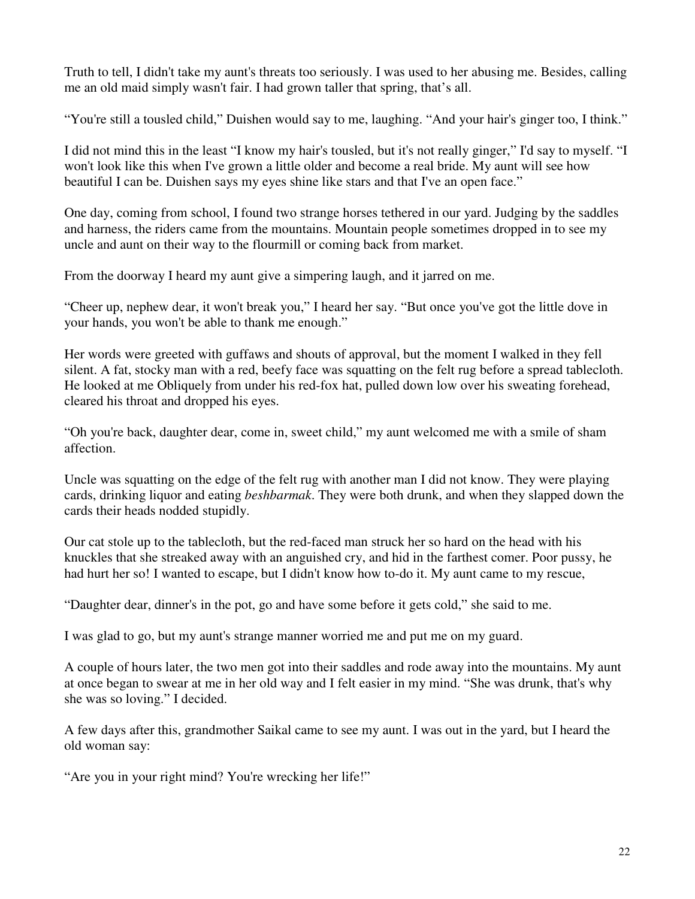Truth to tell, I didn't take my aunt's threats too seriously. I was used to her abusing me. Besides, calling me an old maid simply wasn't fair. I had grown taller that spring, that’s all.

“You're still a tousled child,” Duishen would say to me, laughing. “And your hair's ginger too, I think.”

I did not mind this in the least “I know my hair's tousled, but it's not really ginger,” I'd say to myself. “I won't look like this when I've grown a little older and become a real bride. My aunt will see how beautiful I can be. Duishen says my eyes shine like stars and that I've an open face.”

One day, coming from school, I found two strange horses tethered in our yard. Judging by the saddles and harness, the riders came from the mountains. Mountain people sometimes dropped in to see my uncle and aunt on their way to the flourmill or coming back from market.

From the doorway I heard my aunt give a simpering laugh, and it jarred on me.

“Cheer up, nephew dear, it won't break you,” I heard her say. “But once you've got the little dove in your hands, you won't be able to thank me enough.”

Her words were greeted with guffaws and shouts of approval, but the moment I walked in they fell silent. A fat, stocky man with a red, beefy face was squatting on the felt rug before a spread tablecloth. He looked at me Obliquely from under his red-fox hat, pulled down low over his sweating forehead, cleared his throat and dropped his eyes.

“Oh you're back, daughter dear, come in, sweet child,” my aunt welcomed me with a smile of sham affection.

Uncle was squatting on the edge of the felt rug with another man I did not know. They were playing cards, drinking liquor and eating *beshbarmak*. They were both drunk, and when they slapped down the cards their heads nodded stupidly.

Our cat stole up to the tablecloth, but the red-faced man struck her so hard on the head with his knuckles that she streaked away with an anguished cry, and hid in the farthest comer. Poor pussy, he had hurt her so! I wanted to escape, but I didn't know how to-do it. My aunt came to my rescue,

“Daughter dear, dinner's in the pot, go and have some before it gets cold,” she said to me.

I was glad to go, but my aunt's strange manner worried me and put me on my guard.

A couple of hours later, the two men got into their saddles and rode away into the mountains. My aunt at once began to swear at me in her old way and I felt easier in my mind. “She was drunk, that's why she was so loving.” I decided.

A few days after this, grandmother Saikal came to see my aunt. I was out in the yard, but I heard the old woman say:

“Are you in your right mind? You're wrecking her life!”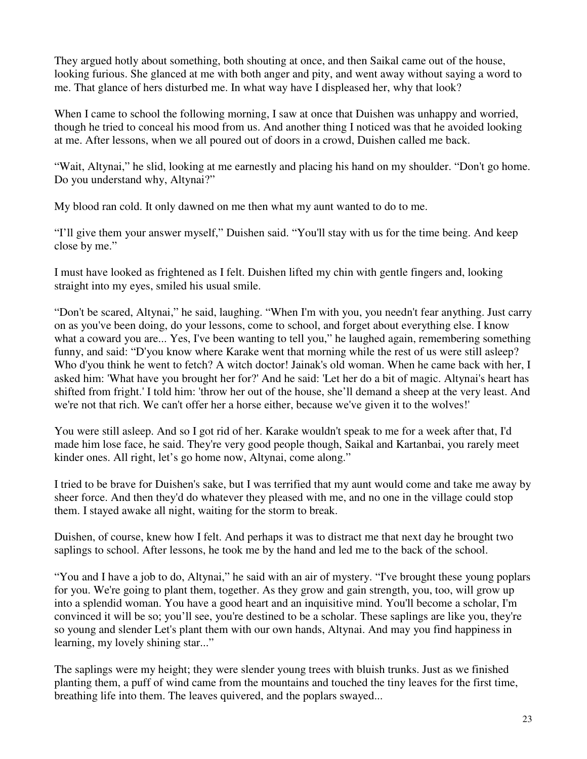They argued hotly about something, both shouting at once, and then Saikal came out of the house, looking furious. She glanced at me with both anger and pity, and went away without saying a word to me. That glance of hers disturbed me. In what way have I displeased her, why that look?

When I came to school the following morning, I saw at once that Duishen was unhappy and worried, though he tried to conceal his mood from us. And another thing I noticed was that he avoided looking at me. After lessons, when we all poured out of doors in a crowd, Duishen called me back.

“Wait, Altynai,” he slid, looking at me earnestly and placing his hand on my shoulder. “Don't go home. Do you understand why, Altynai?”

My blood ran cold. It only dawned on me then what my aunt wanted to do to me.

“I’ll give them your answer myself,” Duishen said. “You'll stay with us for the time being. And keep close by me.”

I must have looked as frightened as I felt. Duishen lifted my chin with gentle fingers and, looking straight into my eyes, smiled his usual smile.

“Don't be scared, Altynai,” he said, laughing. “When I'm with you, you needn't fear anything. Just carry on as you've been doing, do your lessons, come to school, and forget about everything else. I know what a coward you are... Yes, I've been wanting to tell you,” he laughed again, remembering something funny, and said: “D'you know where Karake went that morning while the rest of us were still asleep? Who d'you think he went to fetch? A witch doctor! Jainak's old woman. When he came back with her, I asked him: 'What have you brought her for?' And he said: 'Let her do a bit of magic. Altynai's heart has shifted from fright.' I told him: 'throw her out of the house, she’ll demand a sheep at the very least. And we're not that rich. We can't offer her a horse either, because we've given it to the wolves!'

You were still asleep. And so I got rid of her. Karake wouldn't speak to me for a week after that, I'd made him lose face, he said. They're very good people though, Saikal and Kartanbai, you rarely meet kinder ones. All right, let’s go home now, Altynai, come along.”

I tried to be brave for Duishen's sake, but I was terrified that my aunt would come and take me away by sheer force. And then they'd do whatever they pleased with me, and no one in the village could stop them. I stayed awake all night, waiting for the storm to break.

Duishen, of course, knew how I felt. And perhaps it was to distract me that next day he brought two saplings to school. After lessons, he took me by the hand and led me to the back of the school.

“You and I have a job to do, Altynai,” he said with an air of mystery. “I've brought these young poplars for you. We're going to plant them, together. As they grow and gain strength, you, too, will grow up into a splendid woman. You have a good heart and an inquisitive mind. You'll become a scholar, I'm convinced it will be so; you’ll see, you're destined to be a scholar. These saplings are like you, they're so young and slender Let's plant them with our own hands, Altynai. And may you find happiness in learning, my lovely shining star...”

The saplings were my height; they were slender young trees with bluish trunks. Just as we finished planting them, a puff of wind came from the mountains and touched the tiny leaves for the first time, breathing life into them. The leaves quivered, and the poplars swayed...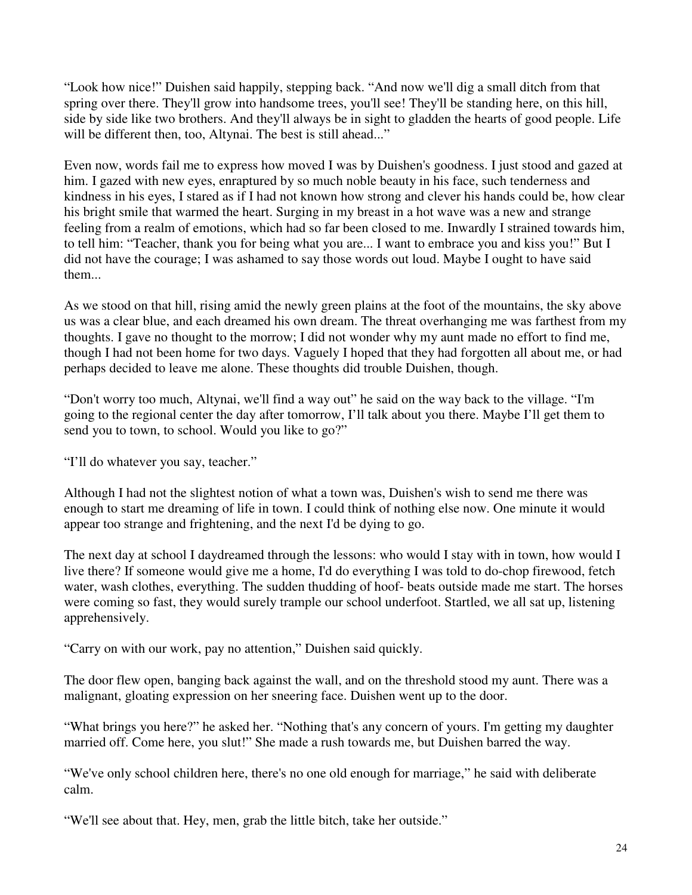“Look how nice!” Duishen said happily, stepping back. “And now we'll dig a small ditch from that spring over there. They'll grow into handsome trees, you'll see! They'll be standing here, on this hill, side by side like two brothers. And they'll always be in sight to gladden the hearts of good people. Life will be different then, too, Altynai. The best is still ahead...”

Even now, words fail me to express how moved I was by Duishen's goodness. I just stood and gazed at him. I gazed with new eyes, enraptured by so much noble beauty in his face, such tenderness and kindness in his eyes, I stared as if I had not known how strong and clever his hands could be, how clear his bright smile that warmed the heart. Surging in my breast in a hot wave was a new and strange feeling from a realm of emotions, which had so far been closed to me. Inwardly I strained towards him, to tell him: “Teacher, thank you for being what you are... I want to embrace you and kiss you!” But I did not have the courage; I was ashamed to say those words out loud. Maybe I ought to have said them...

As we stood on that hill, rising amid the newly green plains at the foot of the mountains, the sky above us was a clear blue, and each dreamed his own dream. The threat overhanging me was farthest from my thoughts. I gave no thought to the morrow; I did not wonder why my aunt made no effort to find me, though I had not been home for two days. Vaguely I hoped that they had forgotten all about me, or had perhaps decided to leave me alone. These thoughts did trouble Duishen, though.

“Don't worry too much, Altynai, we'll find a way out” he said on the way back to the village. “I'm going to the regional center the day after tomorrow, I’ll talk about you there. Maybe I’ll get them to send you to town, to school. Would you like to go?”

“I’ll do whatever you say, teacher.”

Although I had not the slightest notion of what a town was, Duishen's wish to send me there was enough to start me dreaming of life in town. I could think of nothing else now. One minute it would appear too strange and frightening, and the next I'd be dying to go.

The next day at school I daydreamed through the lessons: who would I stay with in town, how would I live there? If someone would give me a home, I'd do everything I was told to do-chop firewood, fetch water, wash clothes, everything. The sudden thudding of hoof- beats outside made me start. The horses were coming so fast, they would surely trample our school underfoot. Startled, we all sat up, listening apprehensively.

“Carry on with our work, pay no attention,” Duishen said quickly.

The door flew open, banging back against the wall, and on the threshold stood my aunt. There was a malignant, gloating expression on her sneering face. Duishen went up to the door.

“What brings you here?” he asked her. “Nothing that's any concern of yours. I'm getting my daughter married off. Come here, you slut!” She made a rush towards me, but Duishen barred the way.

“We've only school children here, there's no one old enough for marriage,” he said with deliberate calm.

“We'll see about that. Hey, men, grab the little bitch, take her outside.”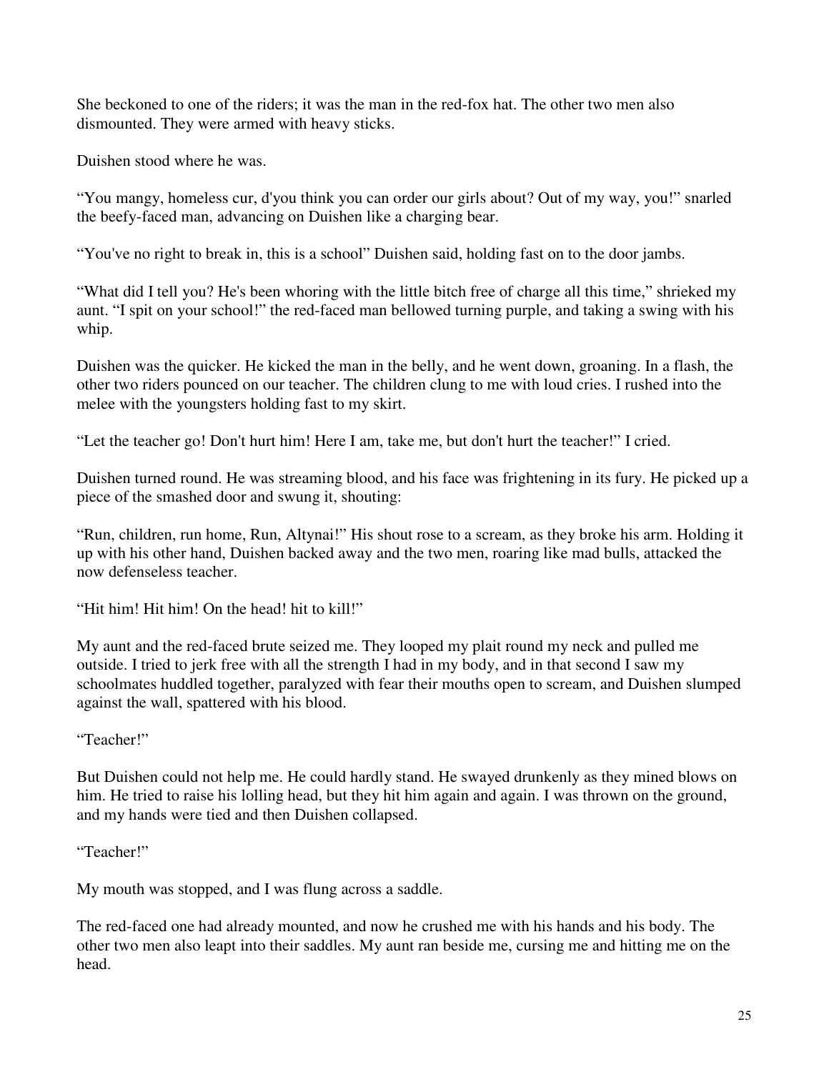She beckoned to one of the riders; it was the man in the red-fox hat. The other two men also dismounted. They were armed with heavy sticks.

Duishen stood where he was.

"You mangy, homeless cur, d'you think you can order our girls about? Out of my way, you!" snarled the beefy-faced man, advancing on Duishen like a charging bear.

"You've no right to break in, this is a school" Duishen said, holding fast on to the door jambs.

"What did I tell you? He's been whoring with the little bitch free of charge all this time," shrieked my aunt. "I spit on your school!" the red-faced man bellowed turning purple, and taking a swing with his whip.

Duishen was the quicker. He kicked the man in the belly, and he went down, groaning. In a flash, the other two riders pounced on our teacher. The children clung to me with loud cries. I rushed into the melee with the youngsters holding fast to my skirt.

"Let the teacher go! Don't hurt him! Here I am, take me, but don't hurt the teacher!" I cried.

Duishen turned round. He was streaming blood, and his face was frightening in its fury. He picked up a piece of the smashed door and swung it, shouting:

"Run, children, run home, Run, Altynai!" His shout rose to a scream, as they broke his arm. Holding it up with his other hand, Duishen backed away and the two men, roaring like mad bulls, attacked the now defenseless teacher.

"Hit him! Hit him! On the head! hit to kill!"

My aunt and the red-faced brute seized me. They looped my plait round my neck and pulled me outside. I tried to jerk free with all the strength I had in my body, and in that second I saw my schoolmates huddled together, paralyzed with fear their mouths open to scream, and Duishen slumped against the wall, spattered with his blood.

"Teacher!"

But Duishen could not help me. He could hardly stand. He swayed drunkenly as they mined blows on him. He tried to raise his lolling head, but they hit him again and again. I was thrown on the ground, and my hands were tied and then Duishen collapsed.

"Teacher!"

My mouth was stopped, and I was flung across a saddle.

The red-faced one had already mounted, and now he crushed me with his hands and his body. The other two men also leapt into their saddles. My aunt ran beside me, cursing me and hitting me on the head.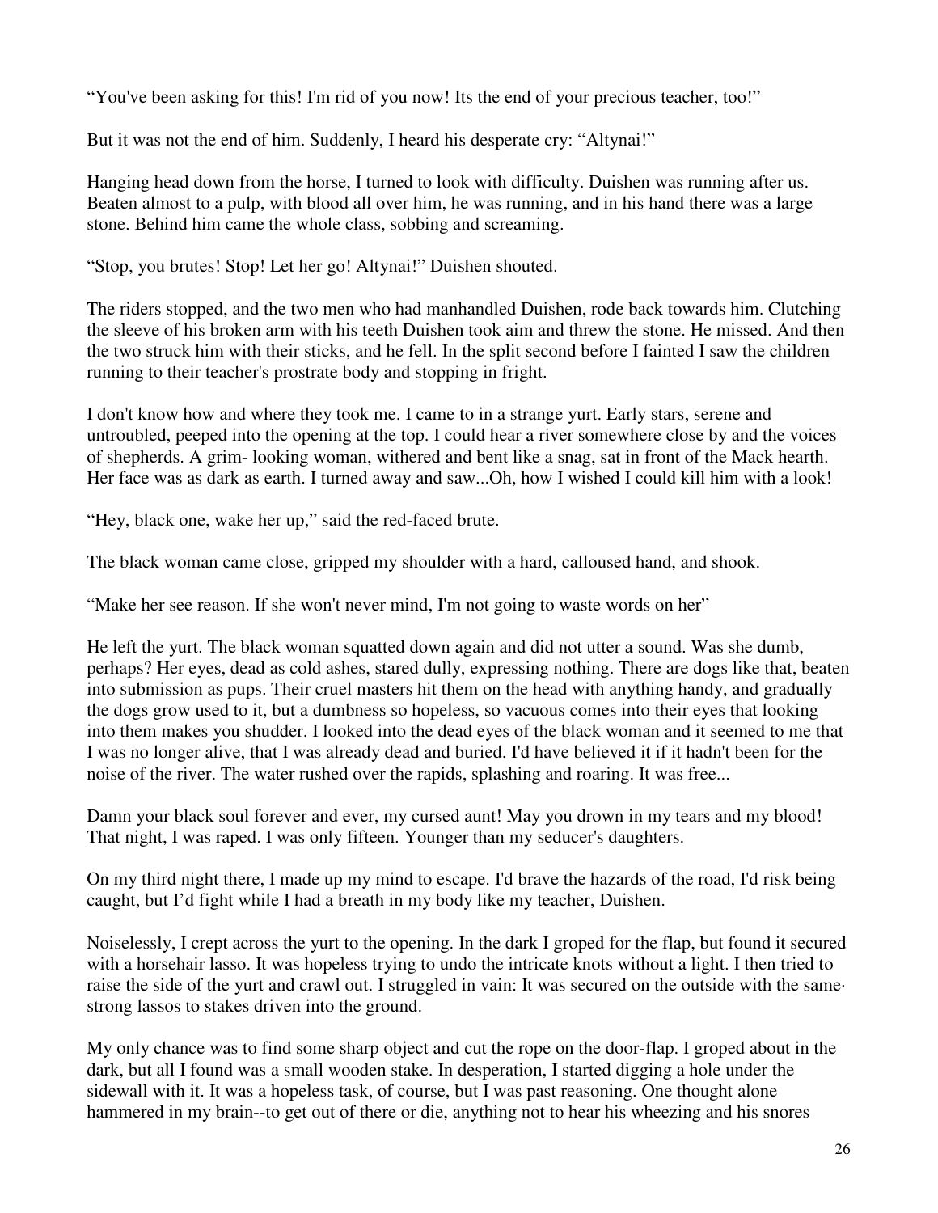"You've been asking for this! I'm rid of you now! Its the end of your precious teacher, too!"

But it was not the end of him. Suddenly, I heard his desperate cry: "Altynai!"

Hanging head down from the horse, I turned to look with difficulty. Duishen was running after us. Beaten almost to a pulp, with blood all over him, he was running, and in his hand there was a large stone. Behind him came the whole class, sobbing and screaming.

"Stop, you brutes! Stop! Let her go! Altynai!" Duishen shouted.

The riders stopped, and the two men who had manhandled Duishen, rode back towards him. Clutching the sleeve of his broken arm with his teeth Duishen took aim and threw the stone. He missed. And then the two struck him with their sticks, and he fell. In the split second before I fainted I saw the children running to their teacher's prostrate body and stopping in fright.

I don't know how and where they took me. I came to in a strange yurt. Early stars, serene and untroubled, peeped into the opening at the top. I could hear a river somewhere close by and the voices of shepherds. A grim- looking woman, withered and bent like a snag, sat in front of the Mack hearth. Her face was as dark as earth. I turned away and saw...Oh, how I wished I could kill him with a look!

"Hey, black one, wake her up," said the red-faced brute.

The black woman came close, gripped my shoulder with a hard, calloused hand, and shook.

"Make her see reason. If she won't never mind, I'm not going to waste words on her"

He left the yurt. The black woman squatted down again and did not utter a sound. Was she dumb, perhaps? Her eyes, dead as cold ashes, stared dully, expressing nothing. There are dogs like that, beaten into submission as pups. Their cruel masters hit them on the head with anything handy, and gradually the dogs grow used to it, but a dumbness so hopeless, so vacuous comes into their eyes that looking into them makes you shudder. I looked into the dead eyes of the black woman and it seemed to me that I was no longer alive, that I was already dead and buried. I'd have believed it if it hadn't been for the noise of the river. The water rushed over the rapids, splashing and roaring. It was free...

Damn your black soul forever and ever, my cursed aunt! May you drown in my tears and my blood! That night, I was raped. I was only fifteen. Younger than my seducer's daughters.

On my third night there, I made up my mind to escape. I'd brave the hazards of the road, I'd risk being caught, but I'd fight while I had a breath in my body like my teacher, Duishen.

Noiselessly, I crept across the yurt to the opening. In the dark I groped for the flap, but found it secured with a horsehair lasso. It was hopeless trying to undo the intricate knots without a light. I then tried to raise the side of the yurt and crawl out. I struggled in vain: It was secured on the outside with the same· strong lassos to stakes driven into the ground.

My only chance was to find some sharp object and cut the rope on the door-flap. I groped about in the dark, but all I found was a small wooden stake. In desperation, I started digging a hole under the sidewall with it. It was a hopeless task, of course, but I was past reasoning. One thought alone hammered in my brain--to get out of there or die, anything not to hear his wheezing and his snores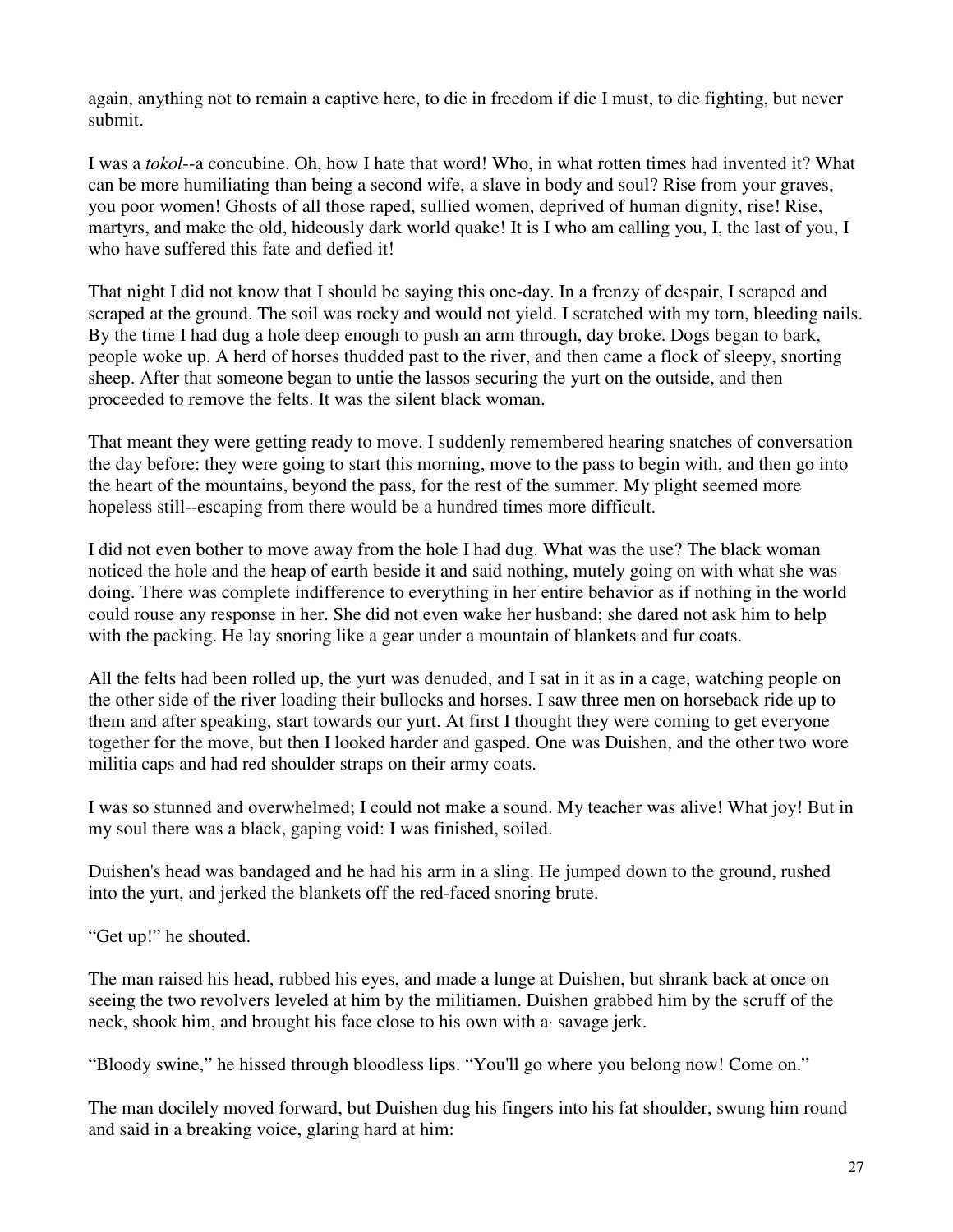again, anything not to remain a captive here, to die in freedom if die I must, to die fighting, but never submit.

I was a *tokol*--a concubine. Oh, how I hate that word! Who, in what rotten times had invented it? What can be more humiliating than being a second wife, a slave in body and soul? Rise from your graves, you poor women! Ghosts of all those raped, sullied women, deprived of human dignity, rise! Rise, martyrs, and make the old, hideously dark world quake! It is I who am calling you, I, the last of you, I who have suffered this fate and defied it!

That night I did not know that I should be saying this one-day. In a frenzy of despair, I scraped and scraped at the ground. The soil was rocky and would not yield. I scratched with my torn, bleeding nails. By the time I had dug a hole deep enough to push an arm through, day broke. Dogs began to bark, people woke up. A herd of horses thudded past to the river, and then came a flock of sleepy, snorting sheep. After that someone began to untie the lassos securing the yurt on the outside, and then proceeded to remove the felts. It was the silent black woman.

That meant they were getting ready to move. I suddenly remembered hearing snatches of conversation the day before: they were going to start this morning, move to the pass to begin with, and then go into the heart of the mountains, beyond the pass, for the rest of the summer. My plight seemed more hopeless still--escaping from there would be a hundred times more difficult.

I did not even bother to move away from the hole I had dug. What was the use? The black woman noticed the hole and the heap of earth beside it and said nothing, mutely going on with what she was doing. There was complete indifference to everything in her entire behavior as if nothing in the world could rouse any response in her. She did not even wake her husband; she dared not ask him to help with the packing. He lay snoring like a gear under a mountain of blankets and fur coats.

All the felts had been rolled up, the yurt was denuded, and I sat in it as in a cage, watching people on the other side of the river loading their bullocks and horses. I saw three men on horseback ride up to them and after speaking, start towards our yurt. At first I thought they were coming to get everyone together for the move, but then I looked harder and gasped. One was Duishen, and the other two wore militia caps and had red shoulder straps on their army coats.

I was so stunned and overwhelmed; I could not make a sound. My teacher was alive! What joy! But in my soul there was a black, gaping void: I was finished, soiled.

Duishen's head was bandaged and he had his arm in a sling. He jumped down to the ground, rushed into the yurt, and jerked the blankets off the red-faced snoring brute.

"Get up!" he shouted.

The man raised his head, rubbed his eyes, and made a lunge at Duishen, but shrank back at once on seeing the two revolvers leveled at him by the militiamen. Duishen grabbed him by the scruff of the neck, shook him, and brought his face close to his own with a· savage jerk.

"Bloody swine," he hissed through bloodless lips. "You'll go where you belong now! Come on."

The man docilely moved forward, but Duishen dug his fingers into his fat shoulder, swung him round and said in a breaking voice, glaring hard at him: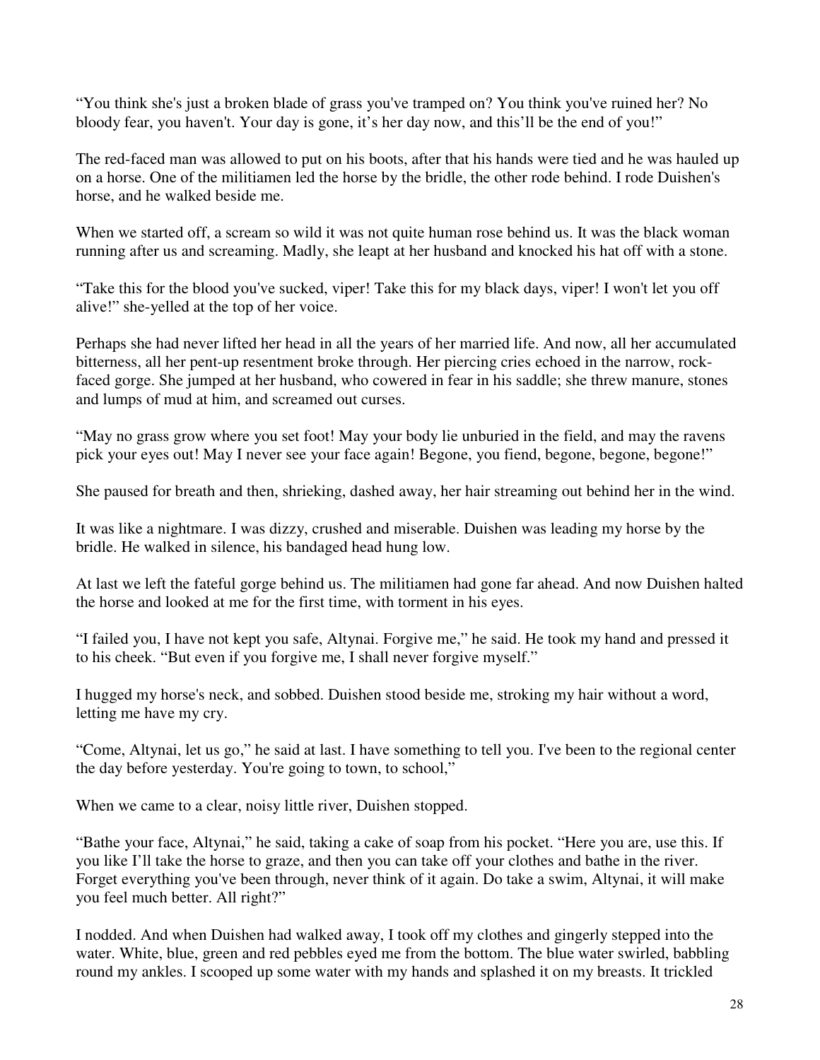"You think she's just a broken blade of grass you've tramped on? You think you've ruined her? No bloody fear, you haven't. Your day is gone, it's her day now, and this'll be the end of you!"

The red-faced man was allowed to put on his boots, after that his hands were tied and he was hauled up on a horse. One of the militiamen led the horse by the bridle, the other rode behind. I rode Duishen's horse, and he walked beside me.

When we started off, a scream so wild it was not quite human rose behind us. It was the black woman running after us and screaming. Madly, she leapt at her husband and knocked his hat off with a stone.

"Take this for the blood you've sucked, viper! Take this for my black days, viper! I won't let you off alive!" she-yelled at the top of her voice.

Perhaps she had never lifted her head in all the years of her married life. And now, all her accumulated bitterness, all her pent-up resentment broke through. Her piercing cries echoed in the narrow, rock-faced gorge. She jumped at her husband, who cowered in fear in his saddle; she threw manure, stones and lumps of mud at him, and screamed out curses.

"May no grass grow where you set foot! May your body lie unburied in the field, and may the ravens pick your eyes out! May I never see your face again! Begone, you fiend, begone, begone, begone!"

She paused for breath and then, shrieking, dashed away, her hair streaming out behind her in the wind.

It was like a nightmare. I was dizzy, crushed and miserable. Duishen was leading my horse by the bridle. He walked in silence, his bandaged head hung low.

At last we left the fateful gorge behind us. The militiamen had gone far ahead. And now Duishen halted the horse and looked at me for the first time, with torment in his eyes.

"I failed you, I have not kept you safe, Altynai. Forgive me," he said. He took my hand and pressed it to his cheek. "But even if you forgive me, I shall never forgive myself."

I hugged my horse's neck, and sobbed. Duishen stood beside me, stroking my hair without a word, letting me have my cry.

"Come, Altynai, let us go," he said at last. I have something to tell you. I've been to the regional center the day before yesterday. You're going to town, to school,"

When we came to a clear, noisy little river, Duishen stopped.

"Bathe your face, Altynai," he said, taking a cake of soap from his pocket. "Here you are, use this. If you like I'll take the horse to graze, and then you can take off your clothes and bathe in the river. Forget everything you've been through, never think of it again. Do take a swim, Altynai, it will make you feel much better. All right?"

I nodded. And when Duishen had walked away, I took off my clothes and gingerly stepped into the water. White, blue, green and red pebbles eyed me from the bottom. The blue water swirled, babbling round my ankles. I scooped up some water with my hands and splashed it on my breasts. It trickled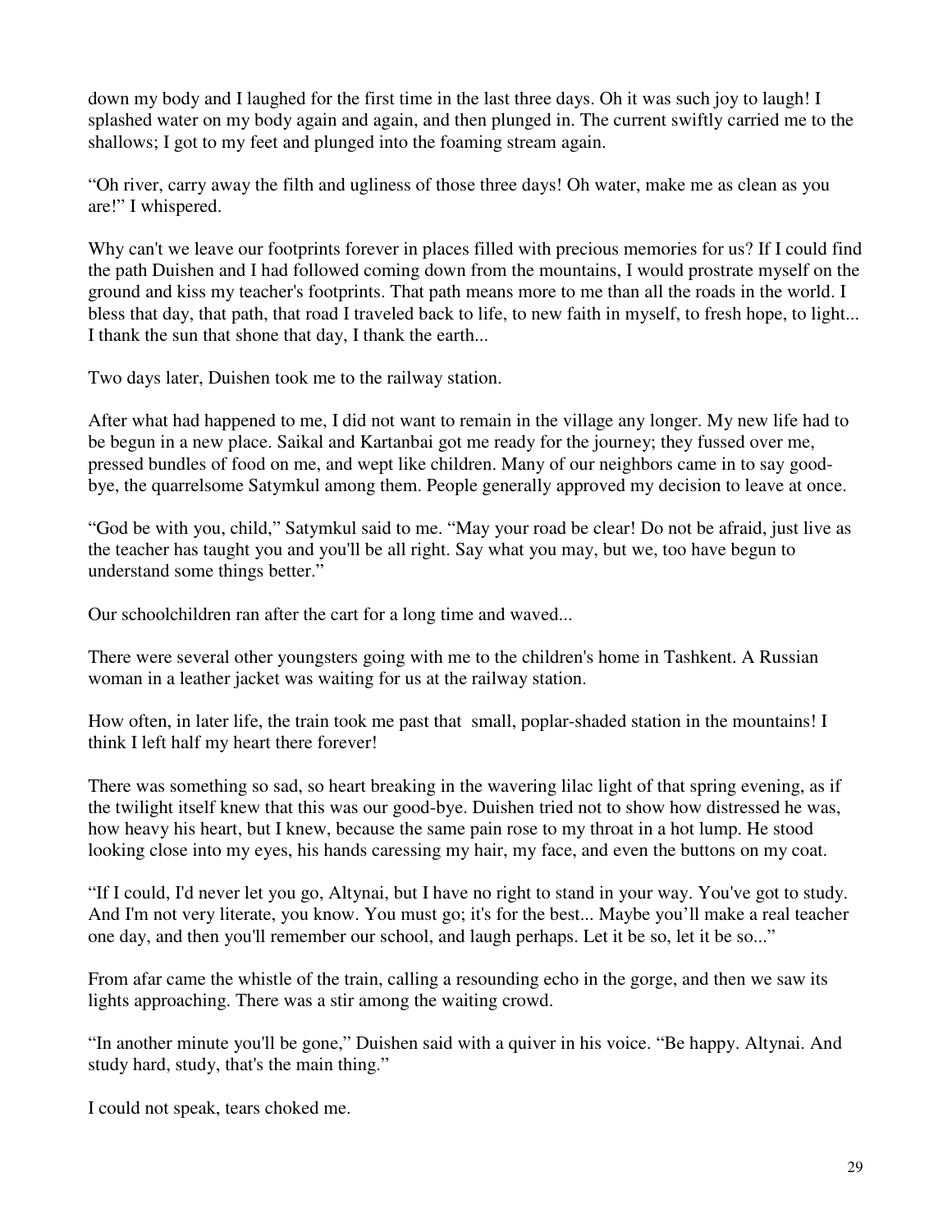down my body and I laughed for the first time in the last three days. Oh it was such joy to laugh! I splashed water on my body again and again, and then plunged in. The current swiftly carried me to the shallows; I got to my feet and plunged into the foaming stream again.

"Oh river, carry away the filth and ugliness of those three days! Oh water, make me as clean as you are!" I whispered.

Why can't we leave our footprints forever in places filled with precious memories for us? If I could find the path Duishen and I had followed coming down from the mountains, I would prostrate myself on the ground and kiss my teacher's footprints. That path means more to me than all the roads in the world. I bless that day, that path, that road I traveled back to life, to new faith in myself, to fresh hope, to light... I thank the sun that shone that day, I thank the earth...

Two days later, Duishen took me to the railway station.

After what had happened to me, I did not want to remain in the village any longer. My new life had to be begun in a new place. Saikal and Kartanbai got me ready for the journey; they fussed over me, pressed bundles of food on me, and wept like children. Many of our neighbors came in to say good-bye, the quarrelsome Satymkul among them. People generally approved my decision to leave at once.

"God be with you, child," Satymkul said to me. "May your road be clear! Do not be afraid, just live as the teacher has taught you and you'll be all right. Say what you may, but we, too have begun to understand some things better."

Our schoolchildren ran after the cart for a long time and waved...

There were several other youngsters going with me to the children's home in Tashkent. A Russian woman in a leather jacket was waiting for us at the railway station.

How often, in later life, the train took me past that small, poplar-shaded station in the mountains! I think I left half my heart there forever!

There was something so sad, so heart breaking in the wavering lilac light of that spring evening, as if the twilight itself knew that this was our good-bye. Duishen tried not to show how distressed he was, how heavy his heart, but I knew, because the same pain rose to my throat in a hot lump. He stood looking close into my eyes, his hands caressing my hair, my face, and even the buttons on my coat.

"If I could, I'd never let you go, Altynai, but I have no right to stand in your way. You've got to study. And I'm not very literate, you know. You must go; it's for the best... Maybe you'll make a real teacher one day, and then you'll remember our school, and laugh perhaps. Let it be so, let it be so..."

From afar came the whistle of the train, calling a resounding echo in the gorge, and then we saw its lights approaching. There was a stir among the waiting crowd.

"In another minute you'll be gone," Duishen said with a quiver in his voice. "Be happy. Altynai. And study hard, study, that's the main thing."

I could not speak, tears choked me.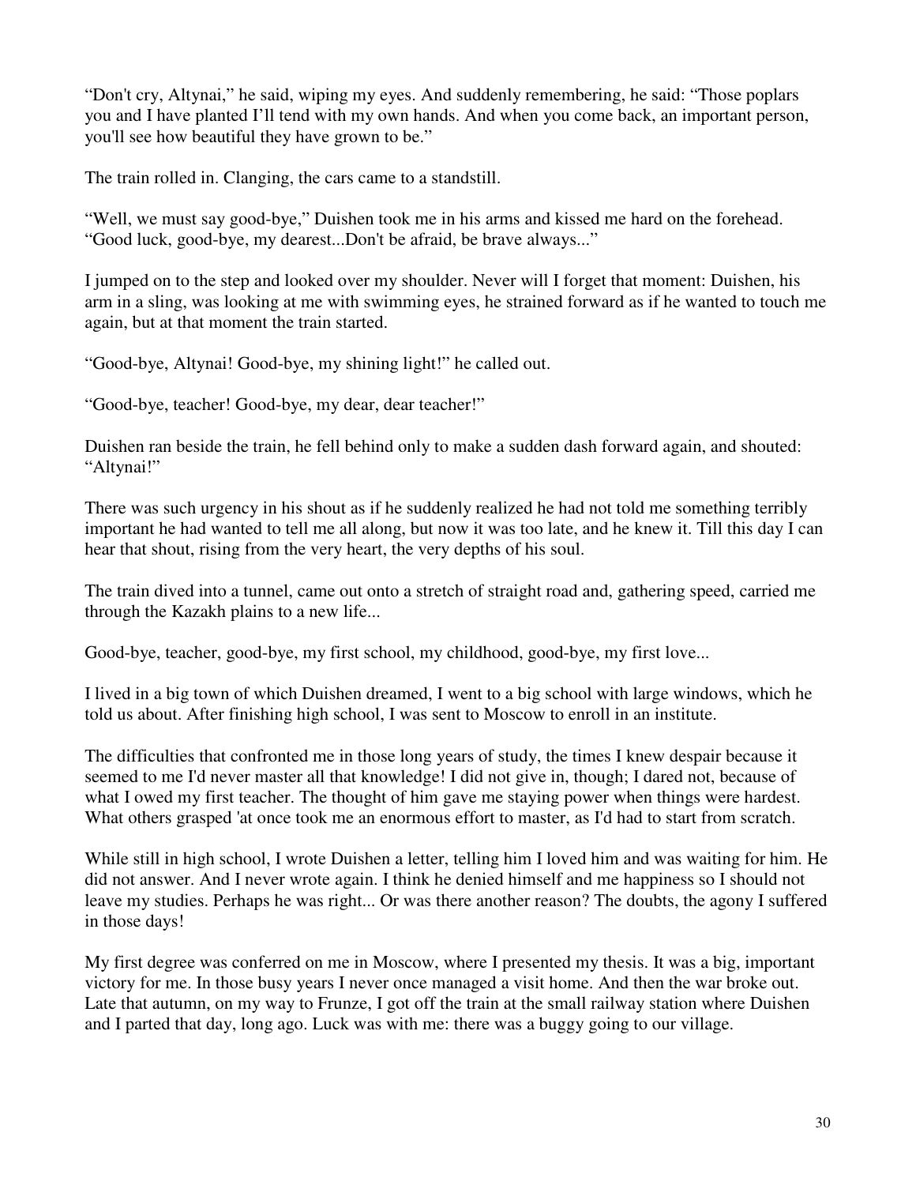"Don't cry, Altynai," he said, wiping my eyes. And suddenly remembering, he said: "Those poplars you and I have planted I'll tend with my own hands. And when you come back, an important person, you'll see how beautiful they have grown to be."

The train rolled in. Clanging, the cars came to a standstill.

"Well, we must say good-bye," Duishen took me in his arms and kissed me hard on the forehead. "Good luck, good-bye, my dearest...Don't be afraid, be brave always..."

I jumped on to the step and looked over my shoulder. Never will I forget that moment: Duishen, his arm in a sling, was looking at me with swimming eyes, he strained forward as if he wanted to touch me again, but at that moment the train started.

"Good-bye, Altynai! Good-bye, my shining light!" he called out.

"Good-bye, teacher! Good-bye, my dear, dear teacher!"

Duishen ran beside the train, he fell behind only to make a sudden dash forward again, and shouted: "Altynai!"

There was such urgency in his shout as if he suddenly realized he had not told me something terribly important he had wanted to tell me all along, but now it was too late, and he knew it. Till this day I can hear that shout, rising from the very heart, the very depths of his soul.

The train dived into a tunnel, came out onto a stretch of straight road and, gathering speed, carried me through the Kazakh plains to a new life...

Good-bye, teacher, good-bye, my first school, my childhood, good-bye, my first love...

I lived in a big town of which Duishen dreamed, I went to a big school with large windows, which he told us about. After finishing high school, I was sent to Moscow to enroll in an institute.

The difficulties that confronted me in those long years of study, the times I knew despair because it seemed to me I'd never master all that knowledge! I did not give in, though; I dared not, because of what I owed my first teacher. The thought of him gave me staying power when things were hardest. What others grasped 'at once took me an enormous effort to master, as I'd had to start from scratch.

While still in high school, I wrote Duishen a letter, telling him I loved him and was waiting for him. He did not answer. And I never wrote again. I think he denied himself and me happiness so I should not leave my studies. Perhaps he was right... Or was there another reason? The doubts, the agony I suffered in those days!

My first degree was conferred on me in Moscow, where I presented my thesis. It was a big, important victory for me. In those busy years I never once managed a visit home. And then the war broke out. Late that autumn, on my way to Frunze, I got off the train at the small railway station where Duishen and I parted that day, long ago. Luck was with me: there was a buggy going to our village.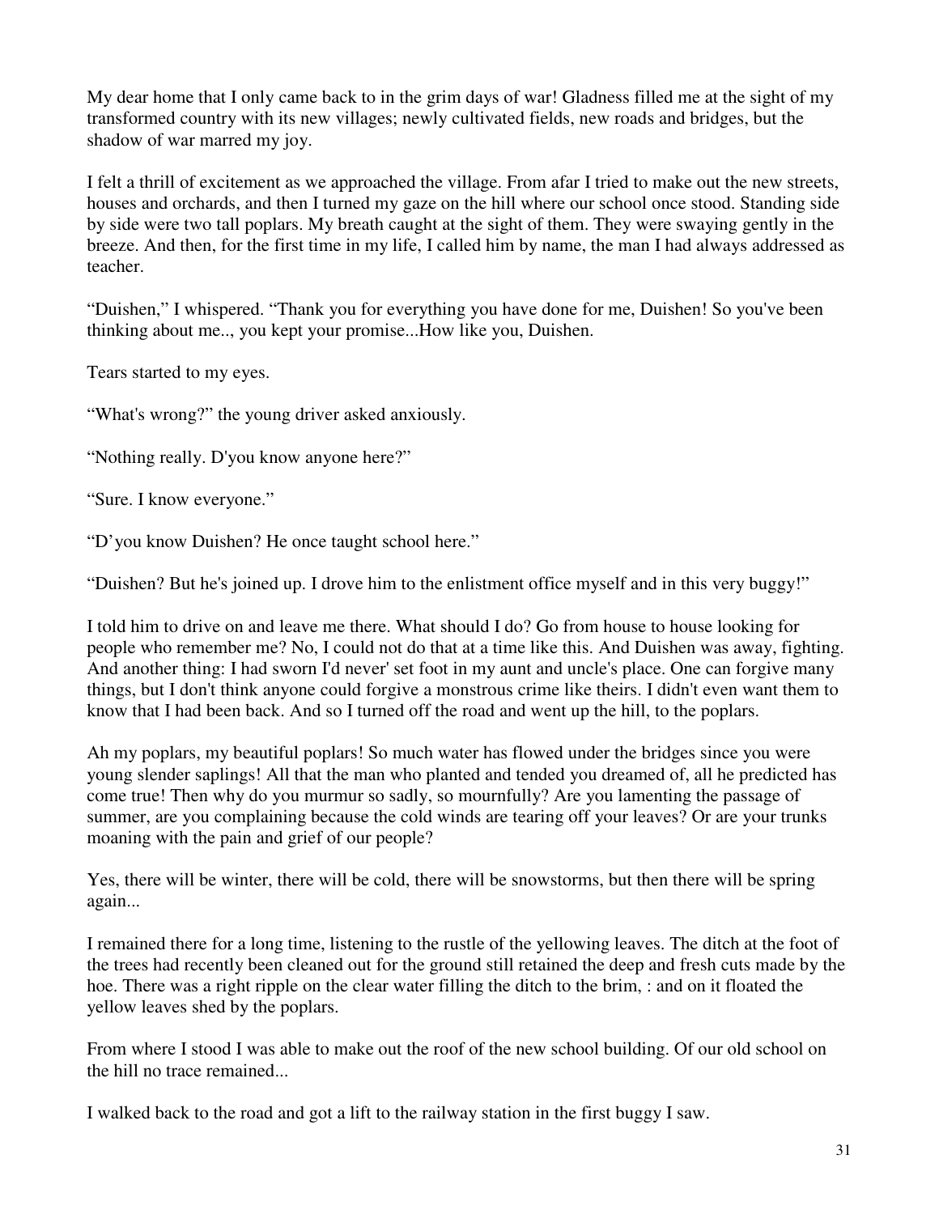My dear home that I only came back to in the grim days of war! Gladness filled me at the sight of my transformed country with its new villages; newly cultivated fields, new roads and bridges, but the shadow of war marred my joy.

I felt a thrill of excitement as we approached the village. From afar I tried to make out the new streets, houses and orchards, and then I turned my gaze on the hill where our school once stood. Standing side by side were two tall poplars. My breath caught at the sight of them. They were swaying gently in the breeze. And then, for the first time in my life, I called him by name, the man I had always addressed as teacher.

"Duishen," I whispered. "Thank you for everything you have done for me, Duishen! So you've been thinking about me.., you kept your promise...How like you, Duishen.

Tears started to my eyes.

"What's wrong?" the young driver asked anxiously.

"Nothing really. D'you know anyone here?"

"Sure. I know everyone."

"D'you know Duishen? He once taught school here."

"Duishen? But he's joined up. I drove him to the enlistment office myself and in this very buggy!"

I told him to drive on and leave me there. What should I do? Go from house to house looking for people who remember me? No, I could not do that at a time like this. And Duishen was away, fighting. And another thing: I had sworn I'd never' set foot in my aunt and uncle's place. One can forgive many things, but I don't think anyone could forgive a monstrous crime like theirs. I didn't even want them to know that I had been back. And so I turned off the road and went up the hill, to the poplars.

Ah my poplars, my beautiful poplars! So much water has flowed under the bridges since you were young slender saplings! All that the man who planted and tended you dreamed of, all he predicted has come true! Then why do you murmur so sadly, so mournfully? Are you lamenting the passage of summer, are you complaining because the cold winds are tearing off your leaves? Or are your trunks moaning with the pain and grief of our people?

Yes, there will be winter, there will be cold, there will be snowstorms, but then there will be spring again...

I remained there for a long time, listening to the rustle of the yellowing leaves. The ditch at the foot of the trees had recently been cleaned out for the ground still retained the deep and fresh cuts made by the hoe. There was a right ripple on the clear water filling the ditch to the brim, : and on it floated the yellow leaves shed by the poplars.

From where I stood I was able to make out the roof of the new school building. Of our old school on the hill no trace remained...

I walked back to the road and got a lift to the railway station in the first buggy I saw.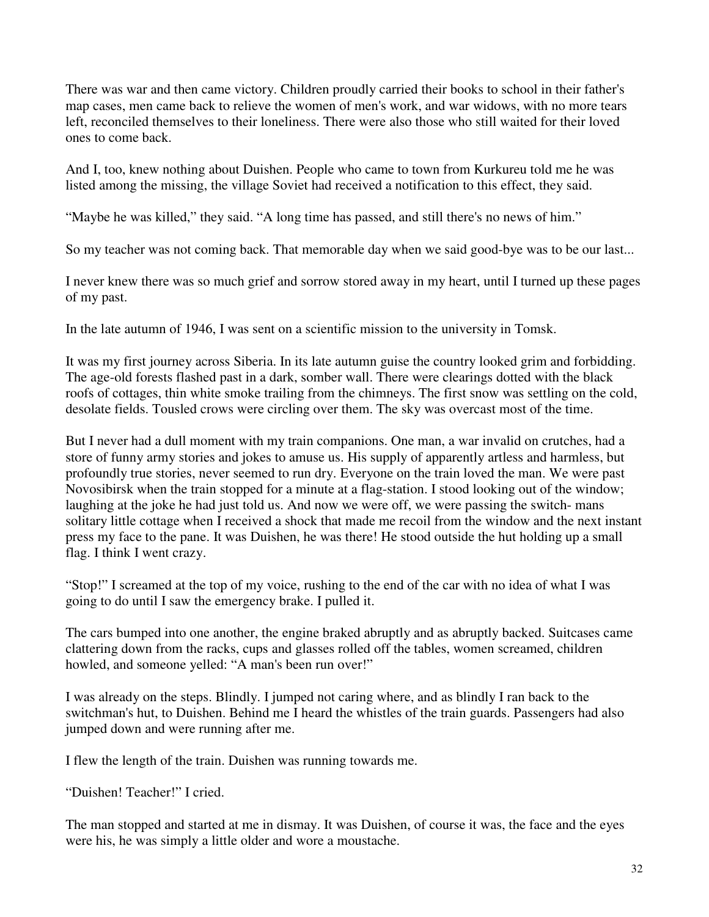There was war and then came victory. Children proudly carried their books to school in their father's map cases, men came back to relieve the women of men's work, and war widows, with no more tears left, reconciled themselves to their loneliness. There were also those who still waited for their loved ones to come back.

And I, too, knew nothing about Duishen. People who came to town from Kurkureu told me he was listed among the missing, the village Soviet had received a notification to this effect, they said.

"Maybe he was killed," they said. "A long time has passed, and still there's no news of him."

So my teacher was not coming back. That memorable day when we said good-bye was to be our last...

I never knew there was so much grief and sorrow stored away in my heart, until I turned up these pages of my past.

In the late autumn of 1946, I was sent on a scientific mission to the university in Tomsk.

It was my first journey across Siberia. In its late autumn guise the country looked grim and forbidding. The age-old forests flashed past in a dark, somber wall. There were clearings dotted with the black roofs of cottages, thin white smoke trailing from the chimneys. The first snow was settling on the cold, desolate fields. Tousled crows were circling over them. The sky was overcast most of the time.

But I never had a dull moment with my train companions. One man, a war invalid on crutches, had a store of funny army stories and jokes to amuse us. His supply of apparently artless and harmless, but profoundly true stories, never seemed to run dry. Everyone on the train loved the man. We were past Novosibirsk when the train stopped for a minute at a flag-station. I stood looking out of the window; laughing at the joke he had just told us. And now we were off, we were passing the switch- mans solitary little cottage when I received a shock that made me recoil from the window and the next instant press my face to the pane. It was Duishen, he was there! He stood outside the hut holding up a small flag. I think I went crazy.

"Stop!" I screamed at the top of my voice, rushing to the end of the car with no idea of what I was going to do until I saw the emergency brake. I pulled it.

The cars bumped into one another, the engine braked abruptly and as abruptly backed. Suitcases came clattering down from the racks, cups and glasses rolled off the tables, women screamed, children howled, and someone yelled: "A man's been run over!"

I was already on the steps. Blindly. I jumped not caring where, and as blindly I ran back to the switchman's hut, to Duishen. Behind me I heard the whistles of the train guards. Passengers had also jumped down and were running after me.

I flew the length of the train. Duishen was running towards me.

"Duishen! Teacher!" I cried.

The man stopped and started at me in dismay. It was Duishen, of course it was, the face and the eyes were his, he was simply a little older and wore a moustache.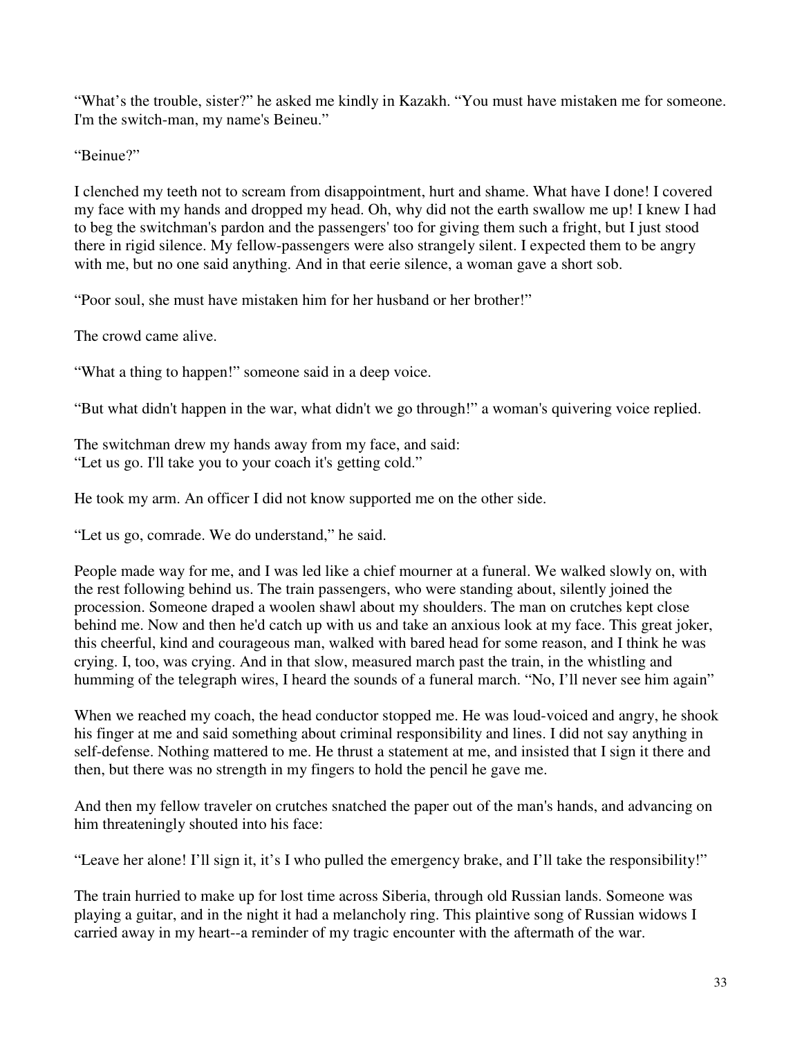"What's the trouble, sister?" he asked me kindly in Kazakh. "You must have mistaken me for someone. I'm the switch-man, my name's Beineu."

"Beinue?"

I clenched my teeth not to scream from disappointment, hurt and shame. What have I done! I covered my face with my hands and dropped my head. Oh, why did not the earth swallow me up! I knew I had to beg the switchman's pardon and the passengers' too for giving them such a fright, but I just stood there in rigid silence. My fellow-passengers were also strangely silent. I expected them to be angry with me, but no one said anything. And in that eerie silence, a woman gave a short sob.

"Poor soul, she must have mistaken him for her husband or her brother!"

The crowd came alive.

"What a thing to happen!" someone said in a deep voice.

"But what didn't happen in the war, what didn't we go through!" a woman's quivering voice replied.

The switchman drew my hands away from my face, and said:
"Let us go. I'll take you to your coach it's getting cold."

He took my arm. An officer I did not know supported me on the other side.

"Let us go, comrade. We do understand," he said.

People made way for me, and I was led like a chief mourner at a funeral. We walked slowly on, with the rest following behind us. The train passengers, who were standing about, silently joined the procession. Someone draped a woolen shawl about my shoulders. The man on crutches kept close behind me. Now and then he'd catch up with us and take an anxious look at my face. This great joker, this cheerful, kind and courageous man, walked with bared head for some reason, and I think he was crying. I, too, was crying. And in that slow, measured march past the train, in the whistling and humming of the telegraph wires, I heard the sounds of a funeral march. "No, I'll never see him again"

When we reached my coach, the head conductor stopped me. He was loud-voiced and angry, he shook his finger at me and said something about criminal responsibility and lines. I did not say anything in self-defense. Nothing mattered to me. He thrust a statement at me, and insisted that I sign it there and then, but there was no strength in my fingers to hold the pencil he gave me.

And then my fellow traveler on crutches snatched the paper out of the man's hands, and advancing on him threateningly shouted into his face:

"Leave her alone! I'll sign it, it's I who pulled the emergency brake, and I'll take the responsibility!"

The train hurried to make up for lost time across Siberia, through old Russian lands. Someone was playing a guitar, and in the night it had a melancholy ring. This plaintive song of Russian widows I carried away in my heart--a reminder of my tragic encounter with the aftermath of the war.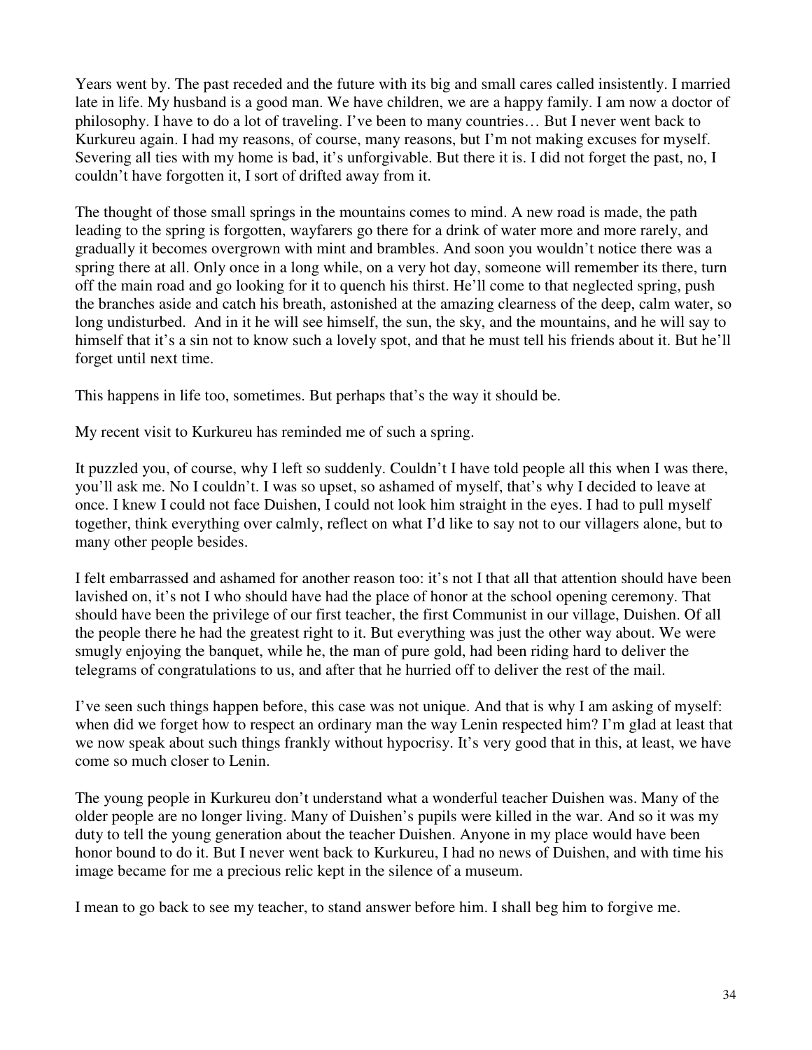Years went by. The past receded and the future with its big and small cares called insistently. I married late in life. My husband is a good man. We have children, we are a happy family. I am now a doctor of philosophy. I have to do a lot of traveling. I've been to many countries… But I never went back to Kurkureu again. I had my reasons, of course, many reasons, but I'm not making excuses for myself. Severing all ties with my home is bad, it's unforgivable. But there it is. I did not forget the past, no, I couldn't have forgotten it, I sort of drifted away from it.

The thought of those small springs in the mountains comes to mind. A new road is made, the path leading to the spring is forgotten, wayfarers go there for a drink of water more and more rarely, and gradually it becomes overgrown with mint and brambles. And soon you wouldn't notice there was a spring there at all. Only once in a long while, on a very hot day, someone will remember its there, turn off the main road and go looking for it to quench his thirst. He'll come to that neglected spring, push the branches aside and catch his breath, astonished at the amazing clearness of the deep, calm water, so long undisturbed. And in it he will see himself, the sun, the sky, and the mountains, and he will say to himself that it's a sin not to know such a lovely spot, and that he must tell his friends about it. But he'll forget until next time.

This happens in life too, sometimes. But perhaps that's the way it should be.

My recent visit to Kurkureu has reminded me of such a spring.

It puzzled you, of course, why I left so suddenly. Couldn't I have told people all this when I was there, you'll ask me. No I couldn't. I was so upset, so ashamed of myself, that's why I decided to leave at once. I knew I could not face Duishen, I could not look him straight in the eyes. I had to pull myself together, think everything over calmly, reflect on what I'd like to say not to our villagers alone, but to many other people besides.

I felt embarrassed and ashamed for another reason too: it's not I that all that attention should have been lavished on, it's not I who should have had the place of honor at the school opening ceremony. That should have been the privilege of our first teacher, the first Communist in our village, Duishen. Of all the people there he had the greatest right to it. But everything was just the other way about. We were smugly enjoying the banquet, while he, the man of pure gold, had been riding hard to deliver the telegrams of congratulations to us, and after that he hurried off to deliver the rest of the mail.

I've seen such things happen before, this case was not unique. And that is why I am asking of myself: when did we forget how to respect an ordinary man the way Lenin respected him? I'm glad at least that we now speak about such things frankly without hypocrisy. It's very good that in this, at least, we have come so much closer to Lenin.

The young people in Kurkureu don't understand what a wonderful teacher Duishen was. Many of the older people are no longer living. Many of Duishen's pupils were killed in the war. And so it was my duty to tell the young generation about the teacher Duishen. Anyone in my place would have been honor bound to do it. But I never went back to Kurkureu, I had no news of Duishen, and with time his image became for me a precious relic kept in the silence of a museum.

I mean to go back to see my teacher, to stand answer before him. I shall beg him to forgive me.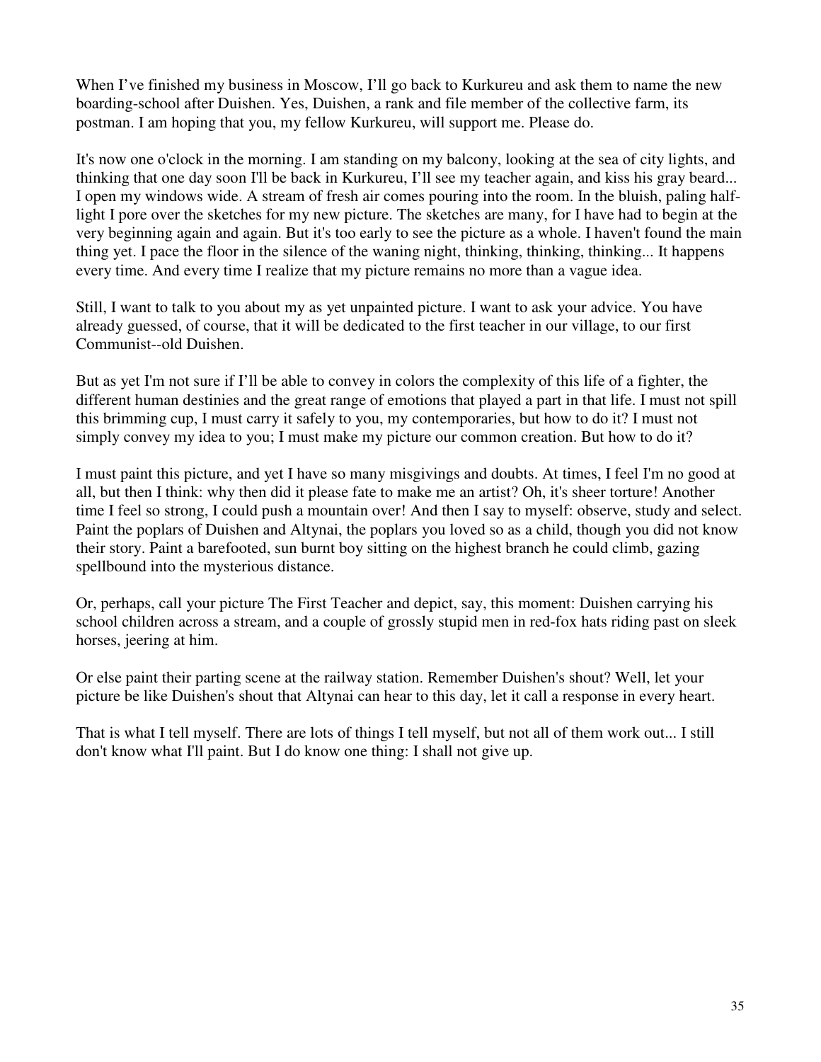When I've finished my business in Moscow, I'll go back to Kurkureu and ask them to name the new boarding-school after Duishen. Yes, Duishen, a rank and file member of the collective farm, its postman. I am hoping that you, my fellow Kurkureu, will support me. Please do.

It's now one o'clock in the morning. I am standing on my balcony, looking at the sea of city lights, and thinking that one day soon I'll be back in Kurkureu, I'll see my teacher again, and kiss his gray beard... I open my windows wide. A stream of fresh air comes pouring into the room. In the bluish, paling half-light I pore over the sketches for my new picture. The sketches are many, for I have had to begin at the very beginning again and again. But it's too early to see the picture as a whole. I haven't found the main thing yet. I pace the floor in the silence of the waning night, thinking, thinking, thinking... It happens every time. And every time I realize that my picture remains no more than a vague idea.

Still, I want to talk to you about my as yet unpainted picture. I want to ask your advice. You have already guessed, of course, that it will be dedicated to the first teacher in our village, to our first Communist--old Duishen.

But as yet I'm not sure if I'll be able to convey in colors the complexity of this life of a fighter, the different human destinies and the great range of emotions that played a part in that life. I must not spill this brimming cup, I must carry it safely to you, my contemporaries, but how to do it? I must not simply convey my idea to you; I must make my picture our common creation. But how to do it?

I must paint this picture, and yet I have so many misgivings and doubts. At times, I feel I'm no good at all, but then I think: why then did it please fate to make me an artist? Oh, it's sheer torture! Another time I feel so strong, I could push a mountain over! And then I say to myself: observe, study and select. Paint the poplars of Duishen and Altynai, the poplars you loved so as a child, though you did not know their story. Paint a barefooted, sun burnt boy sitting on the highest branch he could climb, gazing spellbound into the mysterious distance.

Or, perhaps, call your picture The First Teacher and depict, say, this moment: Duishen carrying his school children across a stream, and a couple of grossly stupid men in red-fox hats riding past on sleek horses, jeering at him.

Or else paint their parting scene at the railway station. Remember Duishen's shout? Well, let your picture be like Duishen's shout that Altynai can hear to this day, let it call a response in every heart.

That is what I tell myself. There are lots of things I tell myself, but not all of them work out... I still don't know what I'll paint. But I do know one thing: I shall not give up.